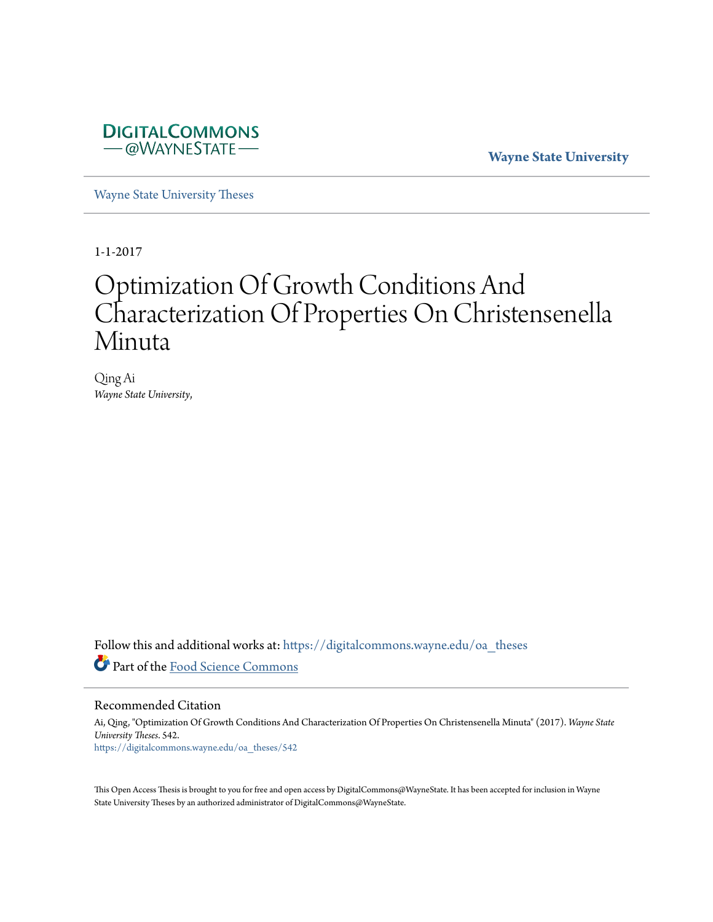DIGITALCOMMONS
— @WAYNESTATE —

**Wayne State University**

Wayne State University Theses

---

1-1-2017

# Optimization Of Growth Conditions And Characterization Of Properties On Christensenella Minuta

Qing Ai
*Wayne State University,*

Follow this and additional works at: https://digitalcommons.wayne.edu/oa_theses

Part of the Food Science Commons

---

## Recommended Citation

Ai, Qing, "Optimization Of Growth Conditions And Characterization Of Properties On Christensenella Minuta" (2017). *Wayne State University Theses*. 542.
https://digitalcommons.wayne.edu/oa_theses/542

This Open Access Thesis is brought to you for free and open access by DigitalCommons@WayneState. It has been accepted for inclusion in Wayne State University Theses by an authorized administrator of DigitalCommons@WayneState.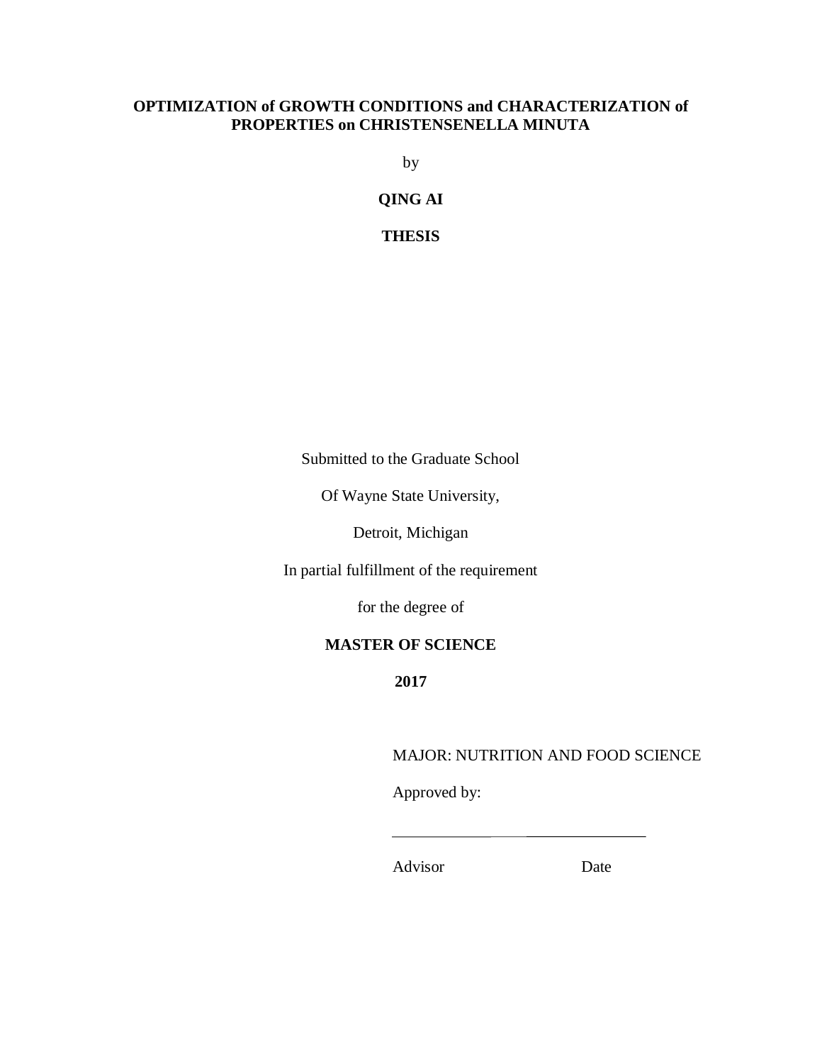**OPTIMIZATION of GROWTH CONDITIONS and CHARACTERIZATION of PROPERTIES on CHRISTENSENELLA MINUTA**

by

**QING AI**

**THESIS**

Submitted to the Graduate School

Of Wayne State University,

Detroit, Michigan

In partial fulfillment of the requirement

for the degree of

**MASTER OF SCIENCE**

**2017**

MAJOR: NUTRITION AND FOOD SCIENCE

Approved by:

\_\_\_\_\_\_\_\_\_\_\_\_\_\_\_\_\_\_\_\_\_\_\_\_\_\_\_\_\_\_\_\_\_\_

Advisor Date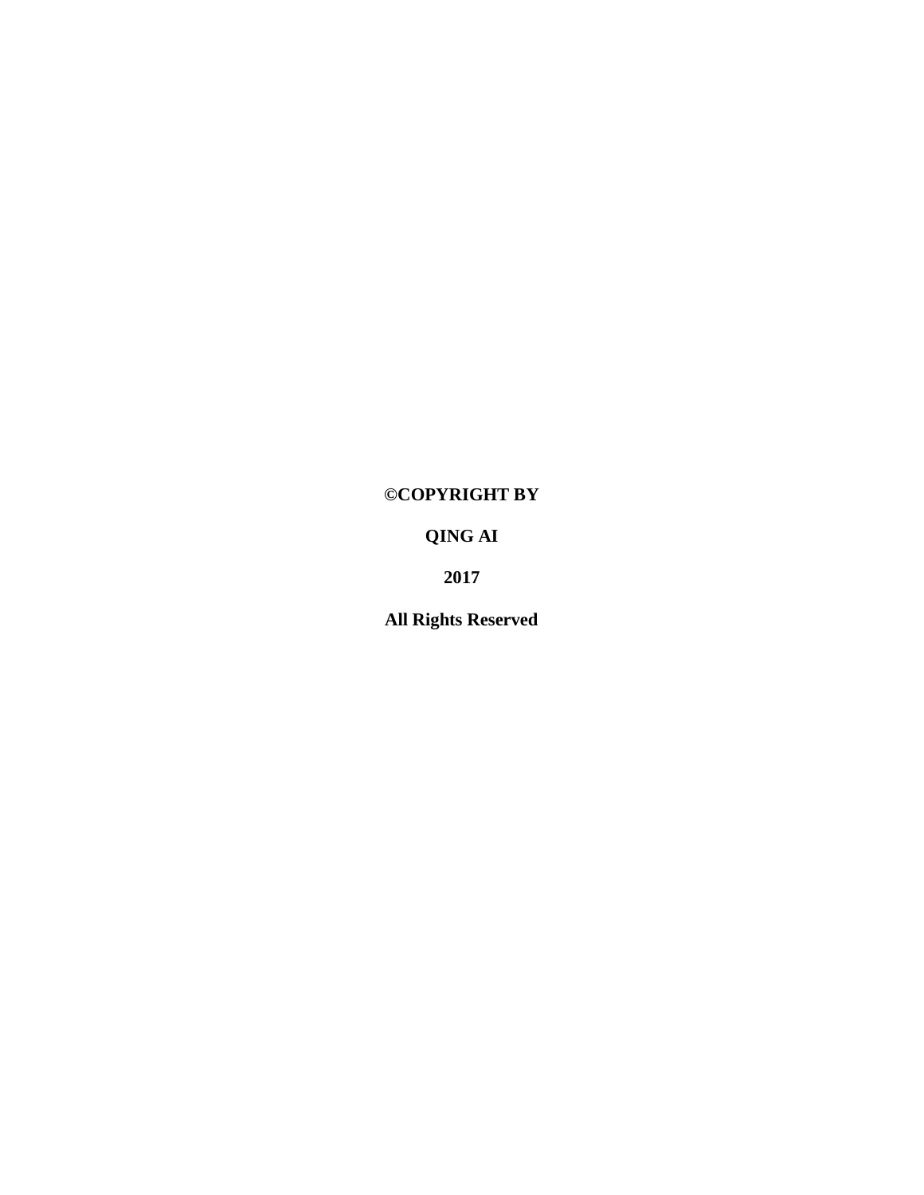**©COPYRIGHT BY**

**QING AI**

**2017**

**All Rights Reserved**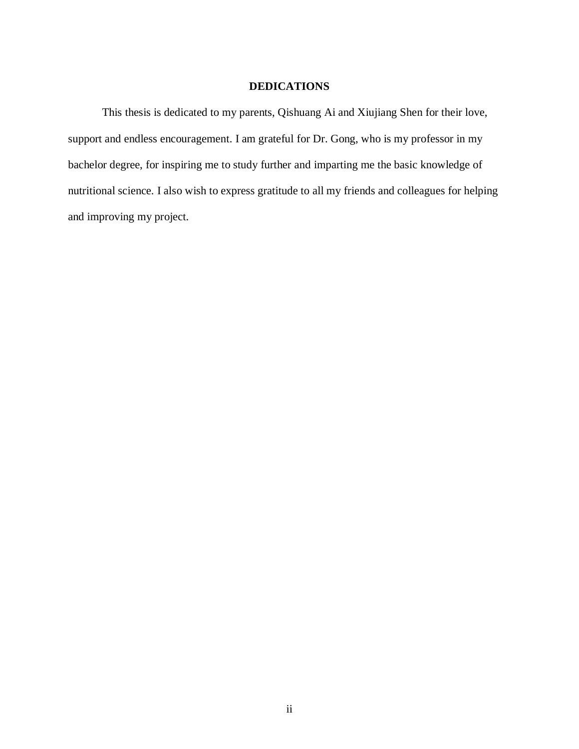## DEDICATIONS

This thesis is dedicated to my parents, Qishuang Ai and Xiujiang Shen for their love, support and endless encouragement. I am grateful for Dr. Gong, who is my professor in my bachelor degree, for inspiring me to study further and imparting me the basic knowledge of nutritional science. I also wish to express gratitude to all my friends and colleagues for helping and improving my project.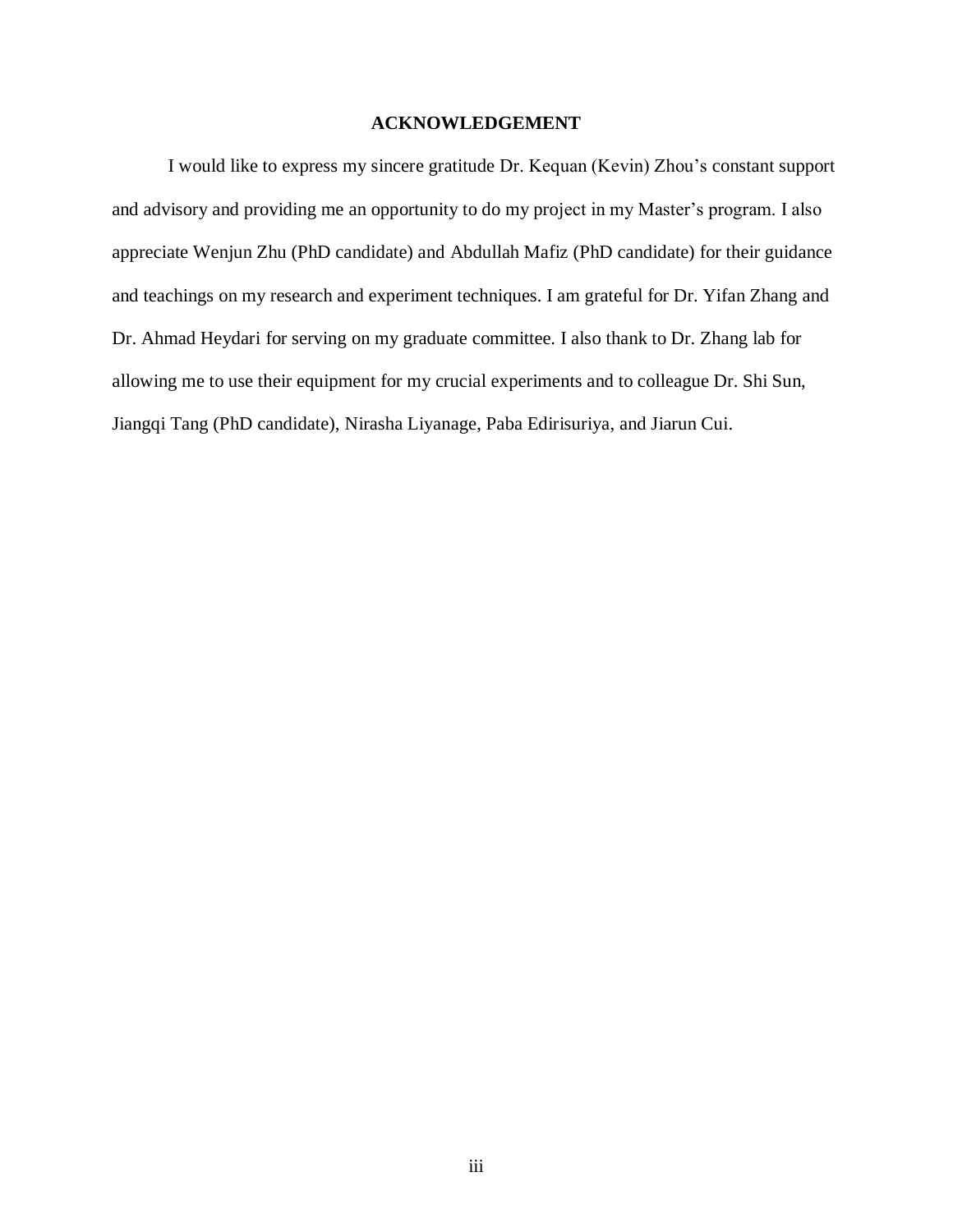# ACKNOWLEDGEMENT

I would like to express my sincere gratitude Dr. Kequan (Kevin) Zhou’s constant support and advisory and providing me an opportunity to do my project in my Master’s program. I also appreciate Wenjun Zhu (PhD candidate) and Abdullah Mafiz (PhD candidate) for their guidance and teachings on my research and experiment techniques. I am grateful for Dr. Yifan Zhang and Dr. Ahmad Heydari for serving on my graduate committee. I also thank to Dr. Zhang lab for allowing me to use their equipment for my crucial experiments and to colleague Dr. Shi Sun, Jiangqi Tang (PhD candidate), Nirasha Liyanage, Paba Edirisuriya, and Jiarun Cui.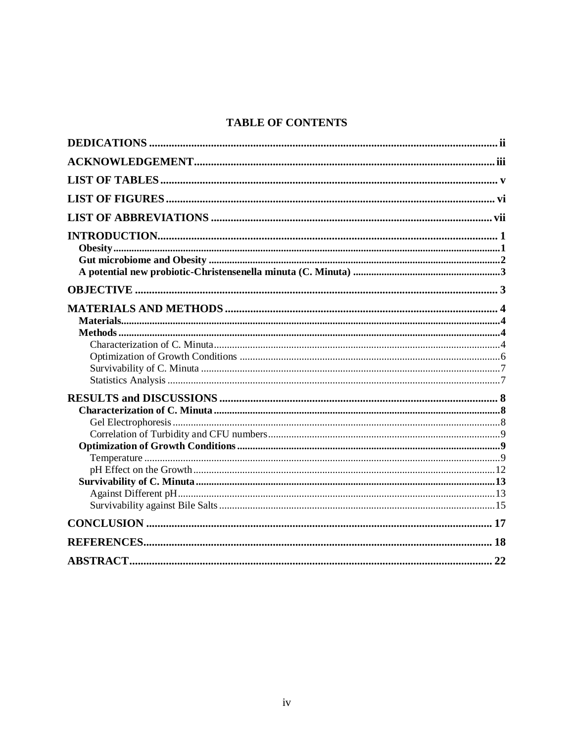# TABLE OF CONTENTS

**DEDICATIONS** .................................................. **ii**

**ACKNOWLEDGEMENT** .................................................. **iii**

**LIST OF TABLES** .................................................. **v**

**LIST OF FIGURES** .................................................. **vi**

**LIST OF ABBREVIATIONS** .................................................. **vii**

**INTRODUCTION** .................................................. **1**

- **Obesity** .................................................. **1**
- **Gut microbiome and Obesity** .................................................. **2**
- **A potential new probiotic-Christensenella minuta (C. Minuta)** .................................................. **3**

**OBJECTIVE** .................................................. **3**

**MATERIALS AND METHODS** .................................................. **4**

- **Materials** .................................................. **4**
- **Methods** .................................................. **4**
  - Characterization of C. Minuta .................................................. 4
  - Optimization of Growth Conditions .................................................. 6
  - Survivability of C. Minuta .................................................. 7
  - Statistics Analysis .................................................. 7

**RESULTS and DISCUSSIONS** .................................................. **8**

- **Characterization of C. Minuta** .................................................. **8**
  - Gel Electrophoresis .................................................. 8
  - Correlation of Turbidity and CFU numbers .................................................. 9
- **Optimization of Growth Conditions** .................................................. **9**
  - Temperature .................................................. 9
  - pH Effect on the Growth .................................................. 12
- **Survivability of C. Minuta** .................................................. **13**
  - Against Different pH .................................................. 13
  - Survivability against Bile Salts .................................................. 15

**CONCLUSION** .................................................. **17**

**REFERENCES** .................................................. **18**

**ABSTRACT** .................................................. **22**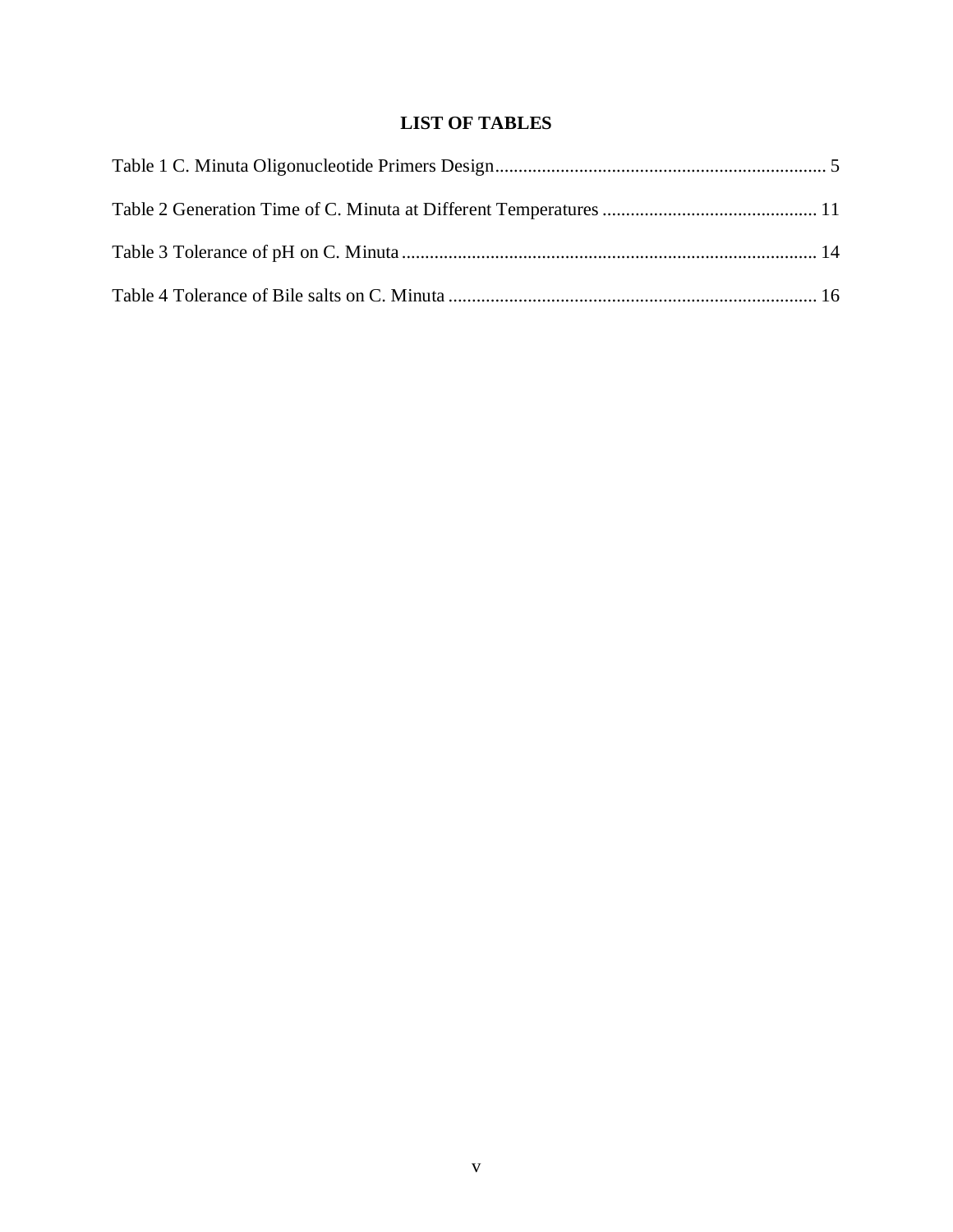# LIST OF TABLES

Table 1 C. Minuta Oligonucleotide Primers Design ........................................................................ 5

Table 2 Generation Time of C. Minuta at Different Temperatures ............................................. 11

Table 3 Tolerance of pH on C. Minuta ......................................................................................... 14

Table 4 Tolerance of Bile salts on C. Minuta ............................................................................... 16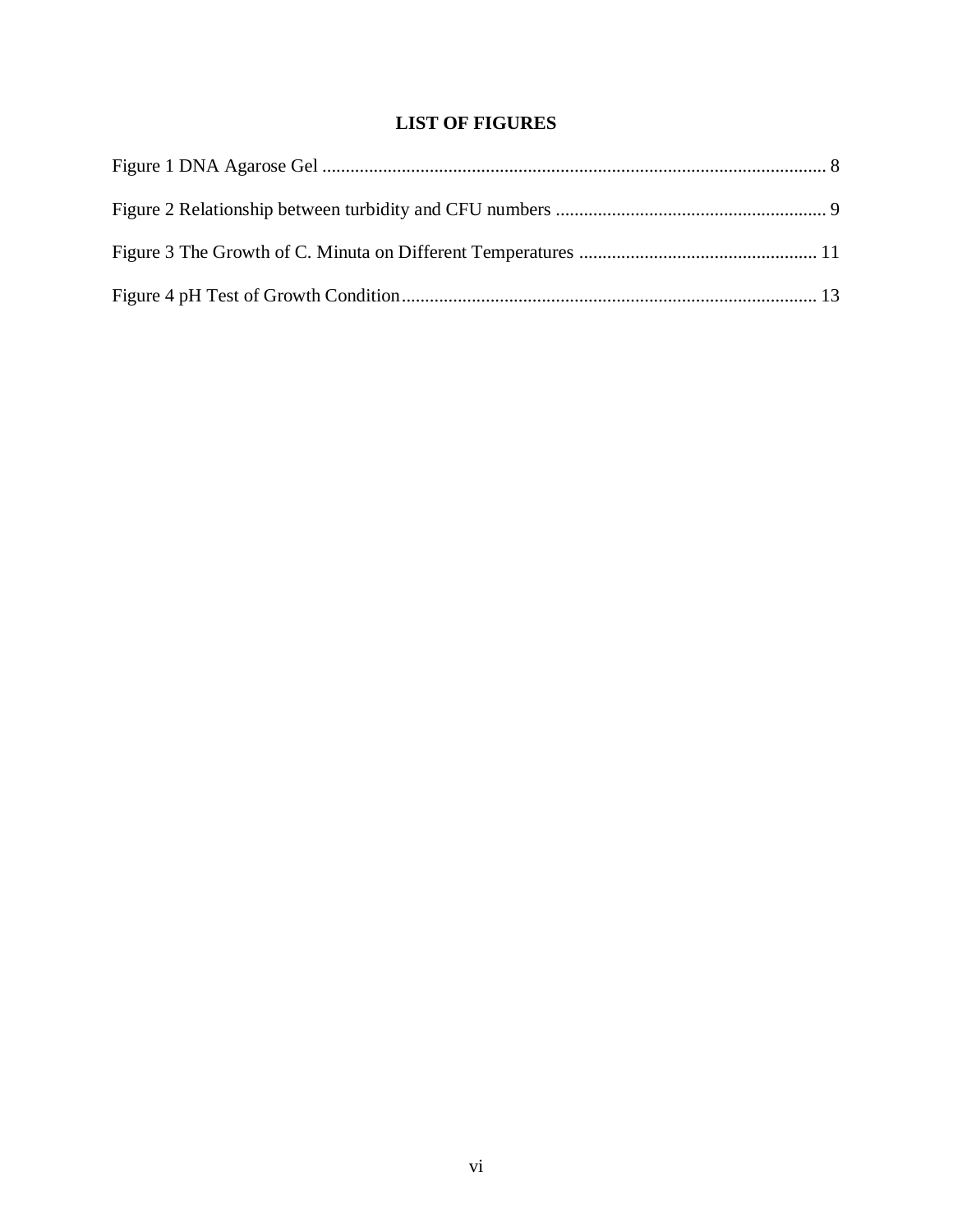# LIST OF FIGURES

Figure 1 DNA Agarose Gel ........................................................................................................... 8

Figure 2 Relationship between turbidity and CFU numbers .......................................................... 9

Figure 3 The Growth of C. Minuta on Different Temperatures ................................................... 11

Figure 4 pH Test of Growth Condition........................................................................................ 13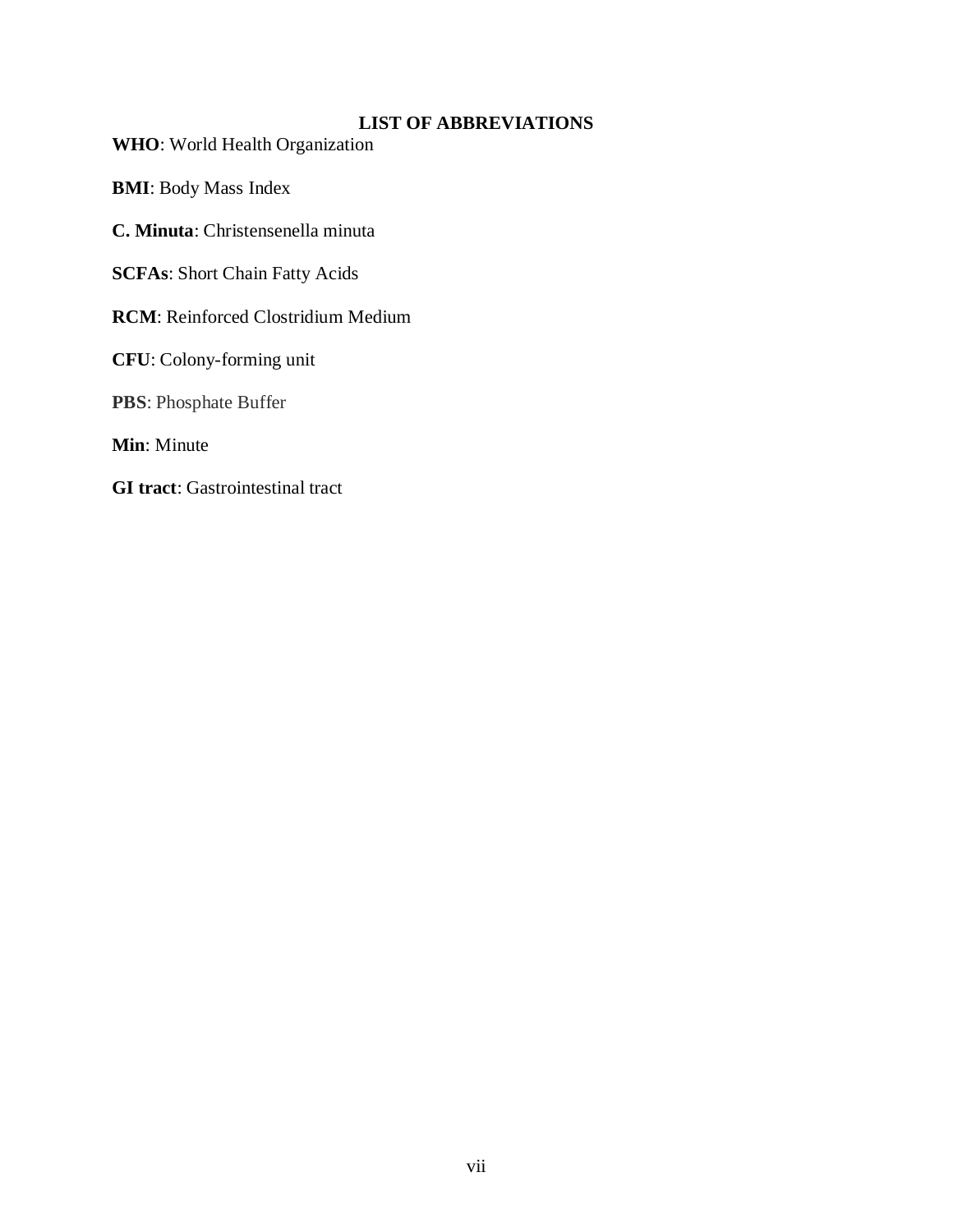# LIST OF ABBREVIATIONS

**WHO**: World Health Organization

**BMI**: Body Mass Index

**C. Minuta**: Christensenella minuta

**SCFAs**: Short Chain Fatty Acids

**RCM**: Reinforced Clostridium Medium

**CFU**: Colony-forming unit

**PBS**: Phosphate Buffer

**Min**: Minute

**GI tract**: Gastrointestinal tract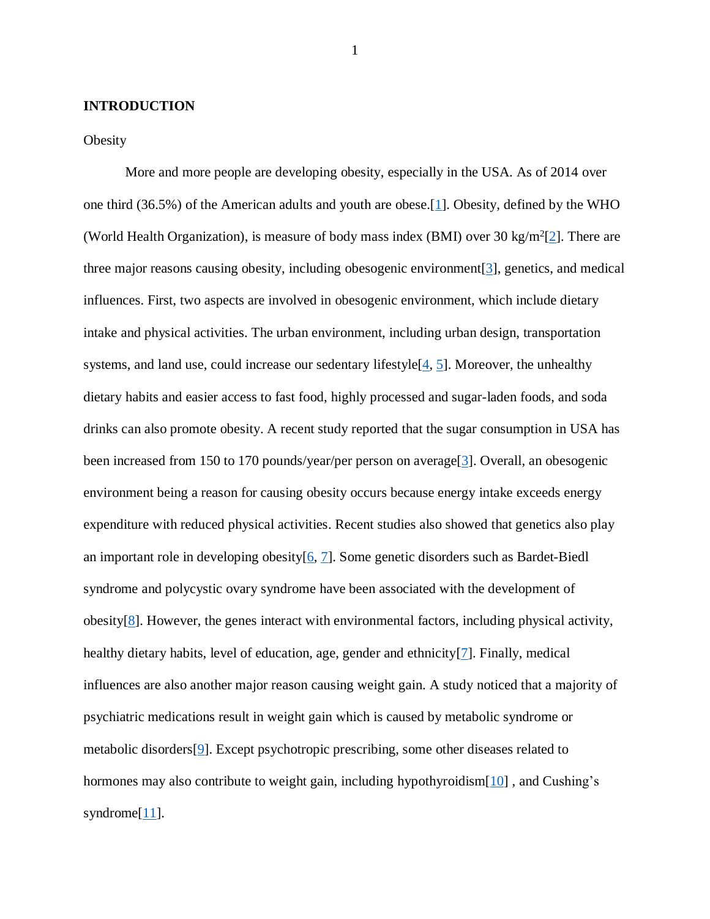## INTRODUCTION

Obesity

More and more people are developing obesity, especially in the USA. As of 2014 over one third (36.5%) of the American adults and youth are obese.[1]. Obesity, defined by the WHO (World Health Organization), is measure of body mass index (BMI) over 30 kg/m$^2$[2]. There are three major reasons causing obesity, including obesogenic environment[3], genetics, and medical influences. First, two aspects are involved in obesogenic environment, which include dietary intake and physical activities. The urban environment, including urban design, transportation systems, and land use, could increase our sedentary lifestyle[4, 5]. Moreover, the unhealthy dietary habits and easier access to fast food, highly processed and sugar-laden foods, and soda drinks can also promote obesity. A recent study reported that the sugar consumption in USA has been increased from 150 to 170 pounds/year/per person on average[3]. Overall, an obesogenic environment being a reason for causing obesity occurs because energy intake exceeds energy expenditure with reduced physical activities. Recent studies also showed that genetics also play an important role in developing obesity[6, 7]. Some genetic disorders such as Bardet-Biedl syndrome and polycystic ovary syndrome have been associated with the development of obesity[8]. However, the genes interact with environmental factors, including physical activity, healthy dietary habits, level of education, age, gender and ethnicity[7]. Finally, medical influences are also another major reason causing weight gain. A study noticed that a majority of psychiatric medications result in weight gain which is caused by metabolic syndrome or metabolic disorders[9]. Except psychotropic prescribing, some other diseases related to hormones may also contribute to weight gain, including hypothyroidism[10] , and Cushing's syndrome[11].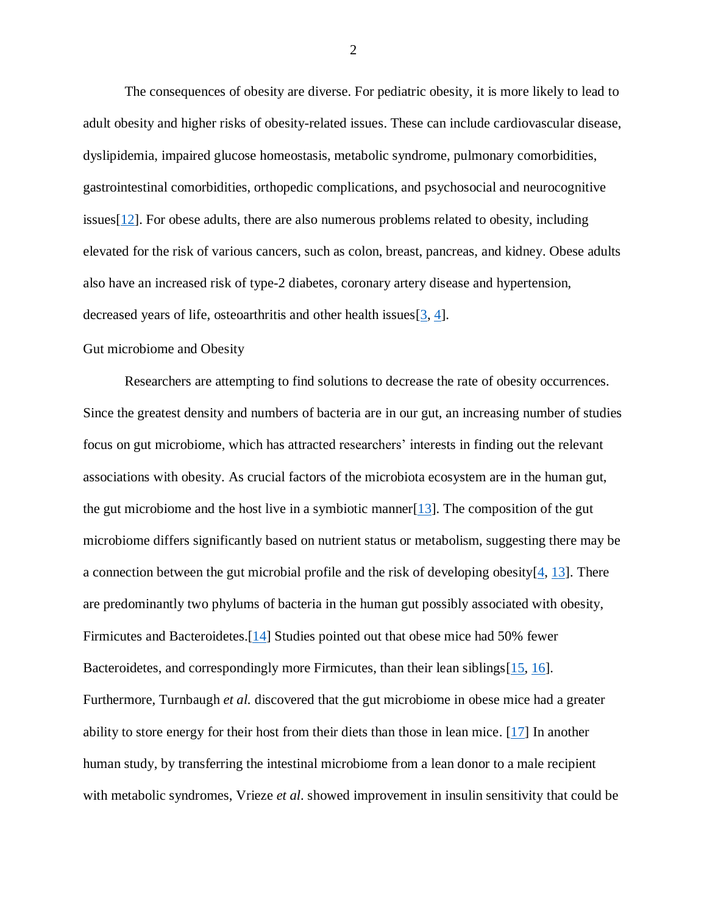The consequences of obesity are diverse. For pediatric obesity, it is more likely to lead to adult obesity and higher risks of obesity-related issues. These can include cardiovascular disease, dyslipidemia, impaired glucose homeostasis, metabolic syndrome, pulmonary comorbidities, gastrointestinal comorbidities, orthopedic complications, and psychosocial and neurocognitive issues[12]. For obese adults, there are also numerous problems related to obesity, including elevated for the risk of various cancers, such as colon, breast, pancreas, and kidney. Obese adults also have an increased risk of type-2 diabetes, coronary artery disease and hypertension, decreased years of life, osteoarthritis and other health issues[3, 4].

Gut microbiome and Obesity

Researchers are attempting to find solutions to decrease the rate of obesity occurrences. Since the greatest density and numbers of bacteria are in our gut, an increasing number of studies focus on gut microbiome, which has attracted researchers' interests in finding out the relevant associations with obesity. As crucial factors of the microbiota ecosystem are in the human gut, the gut microbiome and the host live in a symbiotic manner[13]. The composition of the gut microbiome differs significantly based on nutrient status or metabolism, suggesting there may be a connection between the gut microbial profile and the risk of developing obesity[4, 13]. There are predominantly two phylums of bacteria in the human gut possibly associated with obesity, Firmicutes and Bacteroidetes.[14] Studies pointed out that obese mice had 50% fewer Bacteroidetes, and correspondingly more Firmicutes, than their lean siblings[15, 16]. Furthermore, Turnbaugh *et al.* discovered that the gut microbiome in obese mice had a greater ability to store energy for their host from their diets than those in lean mice. [17] In another human study, by transferring the intestinal microbiome from a lean donor to a male recipient with metabolic syndromes, Vrieze *et al.* showed improvement in insulin sensitivity that could be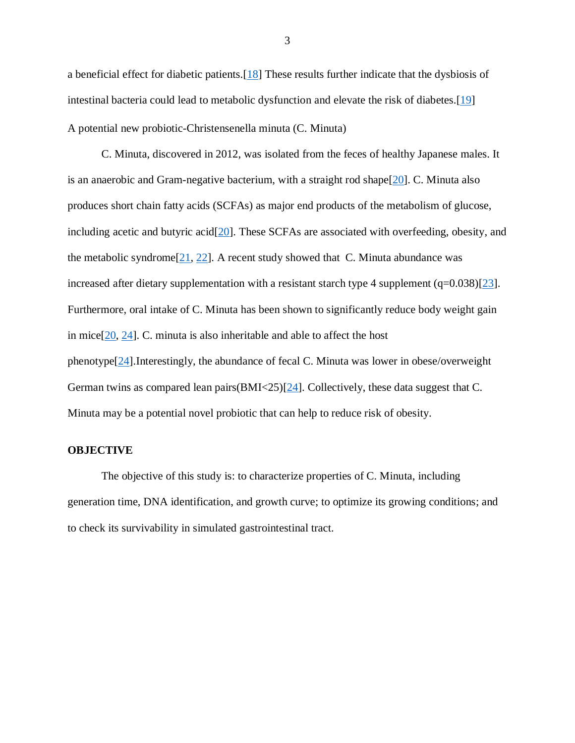a beneficial effect for diabetic patients.[18] These results further indicate that the dysbiosis of intestinal bacteria could lead to metabolic dysfunction and elevate the risk of diabetes.[19]

A potential new probiotic-Christensenella minuta (C. Minuta)

C. Minuta, discovered in 2012, was isolated from the feces of healthy Japanese males. It is an anaerobic and Gram-negative bacterium, with a straight rod shape[20]. C. Minuta also produces short chain fatty acids (SCFAs) as major end products of the metabolism of glucose, including acetic and butyric acid[20]. These SCFAs are associated with overfeeding, obesity, and the metabolic syndrome[21, 22]. A recent study showed that C. Minuta abundance was increased after dietary supplementation with a resistant starch type 4 supplement ($q=0.038$)[23]. Furthermore, oral intake of C. Minuta has been shown to significantly reduce body weight gain in mice[20, 24]. C. minuta is also inheritable and able to affect the host phenotype[24].Interestingly, the abundance of fecal C. Minuta was lower in obese/overweight German twins as compared lean pairs(BMI<25)[24]. Collectively, these data suggest that C. Minuta may be a potential novel probiotic that can help to reduce risk of obesity.

## OBJECTIVE

The objective of this study is: to characterize properties of C. Minuta, including generation time, DNA identification, and growth curve; to optimize its growing conditions; and to check its survivability in simulated gastrointestinal tract.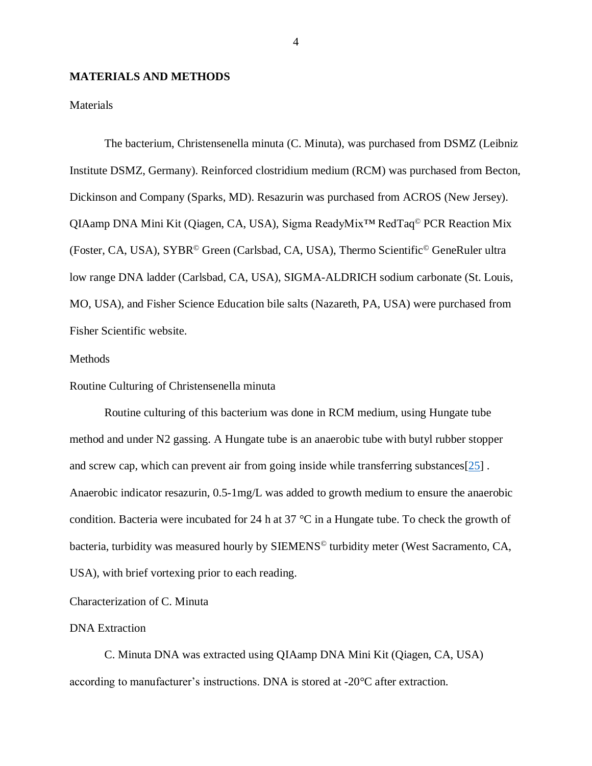## MATERIALS AND METHODS

### Materials

The bacterium, Christensenella minuta (C. Minuta), was purchased from DSMZ (Leibniz Institute DSMZ, Germany). Reinforced clostridium medium (RCM) was purchased from Becton, Dickinson and Company (Sparks, MD). Resazurin was purchased from ACROS (New Jersey). QIAamp DNA Mini Kit (Qiagen, CA, USA), Sigma ReadyMix™ RedTaq© PCR Reaction Mix (Foster, CA, USA), SYBR© Green (Carlsbad, CA, USA), Thermo Scientific© GeneRuler ultra low range DNA ladder (Carlsbad, CA, USA), SIGMA-ALDRICH sodium carbonate (St. Louis, MO, USA), and Fisher Science Education bile salts (Nazareth, PA, USA) were purchased from Fisher Scientific website.

### Methods

#### Routine Culturing of Christensenella minuta

Routine culturing of this bacterium was done in RCM medium, using Hungate tube method and under N2 gassing. A Hungate tube is an anaerobic tube with butyl rubber stopper and screw cap, which can prevent air from going inside while transferring substances[25] . Anaerobic indicator resazurin, 0.5-1mg/L was added to growth medium to ensure the anaerobic condition. Bacteria were incubated for 24 h at 37 °C in a Hungate tube. To check the growth of bacteria, turbidity was measured hourly by SIEMENS© turbidity meter (West Sacramento, CA, USA), with brief vortexing prior to each reading.

#### Characterization of C. Minuta

##### DNA Extraction

C. Minuta DNA was extracted using QIAamp DNA Mini Kit (Qiagen, CA, USA) according to manufacturer's instructions. DNA is stored at -20°C after extraction.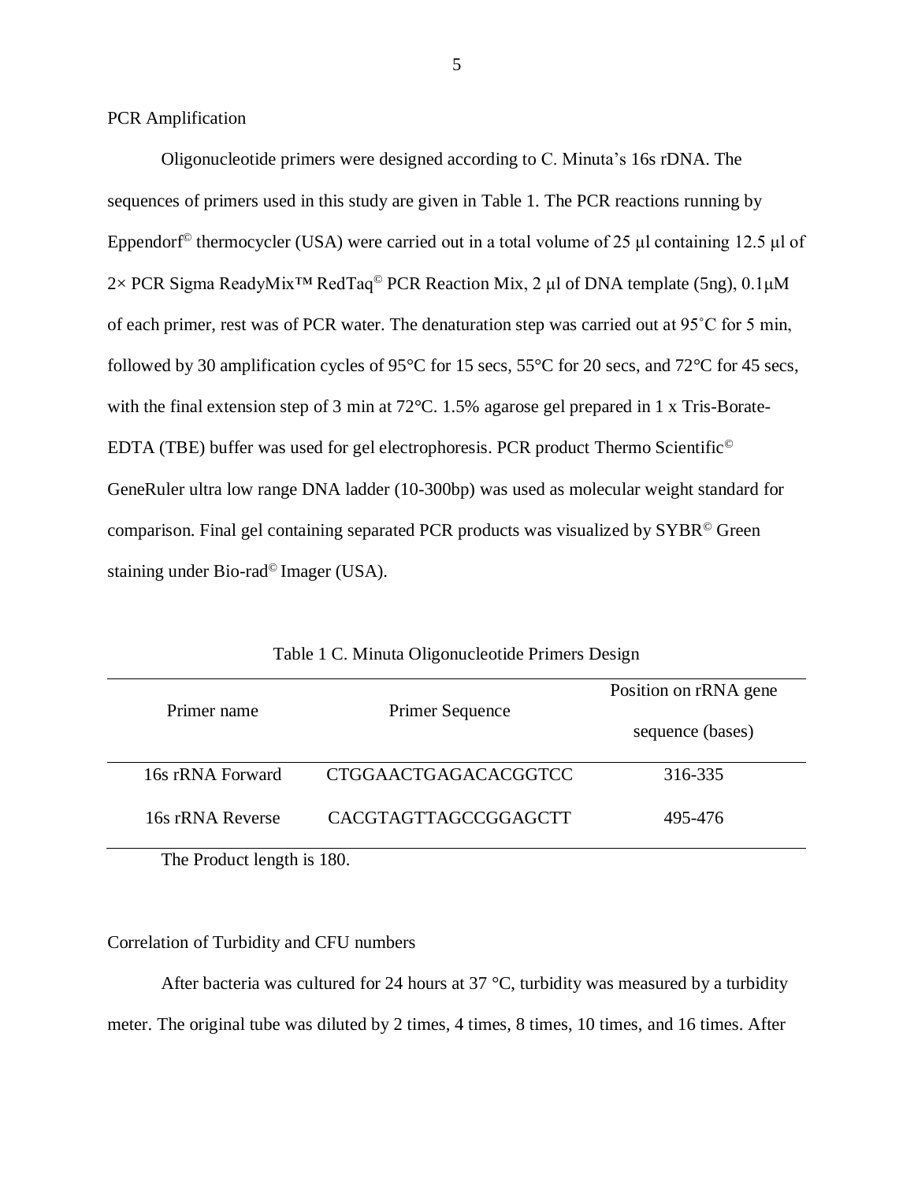PCR Amplification

Oligonucleotide primers were designed according to C. Minuta's 16s rDNA. The sequences of primers used in this study are given in Table 1. The PCR reactions running by Eppendorf© thermocycler (USA) were carried out in a total volume of 25 μl containing 12.5 μl of 2× PCR Sigma ReadyMix™ RedTaq© PCR Reaction Mix, 2 μl of DNA template (5ng), 0.1μM of each primer, rest was of PCR water. The denaturation step was carried out at 95˚C for 5 min, followed by 30 amplification cycles of 95°C for 15 secs, 55°C for 20 secs, and 72°C for 45 secs, with the final extension step of 3 min at 72°C. 1.5% agarose gel prepared in 1 x Tris-Borate-EDTA (TBE) buffer was used for gel electrophoresis. PCR product Thermo Scientific© GeneRuler ultra low range DNA ladder (10-300bp) was used as molecular weight standard for comparison. Final gel containing separated PCR products was visualized by SYBR© Green staining under Bio-rad© Imager (USA).

Table 1 C. Minuta Oligonucleotide Primers Design

| Primer name | Primer Sequence | Position on rRNA gene sequence (bases) |
|---|---|---|
| 16s rRNA Forward | CTGGAACTGAGACACGGTCC | 316-335 |
| 16s rRNA Reverse | CACGTAGTTAGCCGGAGCTT | 495-476 |

The Product length is 180.

Correlation of Turbidity and CFU numbers

After bacteria was cultured for 24 hours at 37 °C, turbidity was measured by a turbidity meter. The original tube was diluted by 2 times, 4 times, 8 times, 10 times, and 16 times. After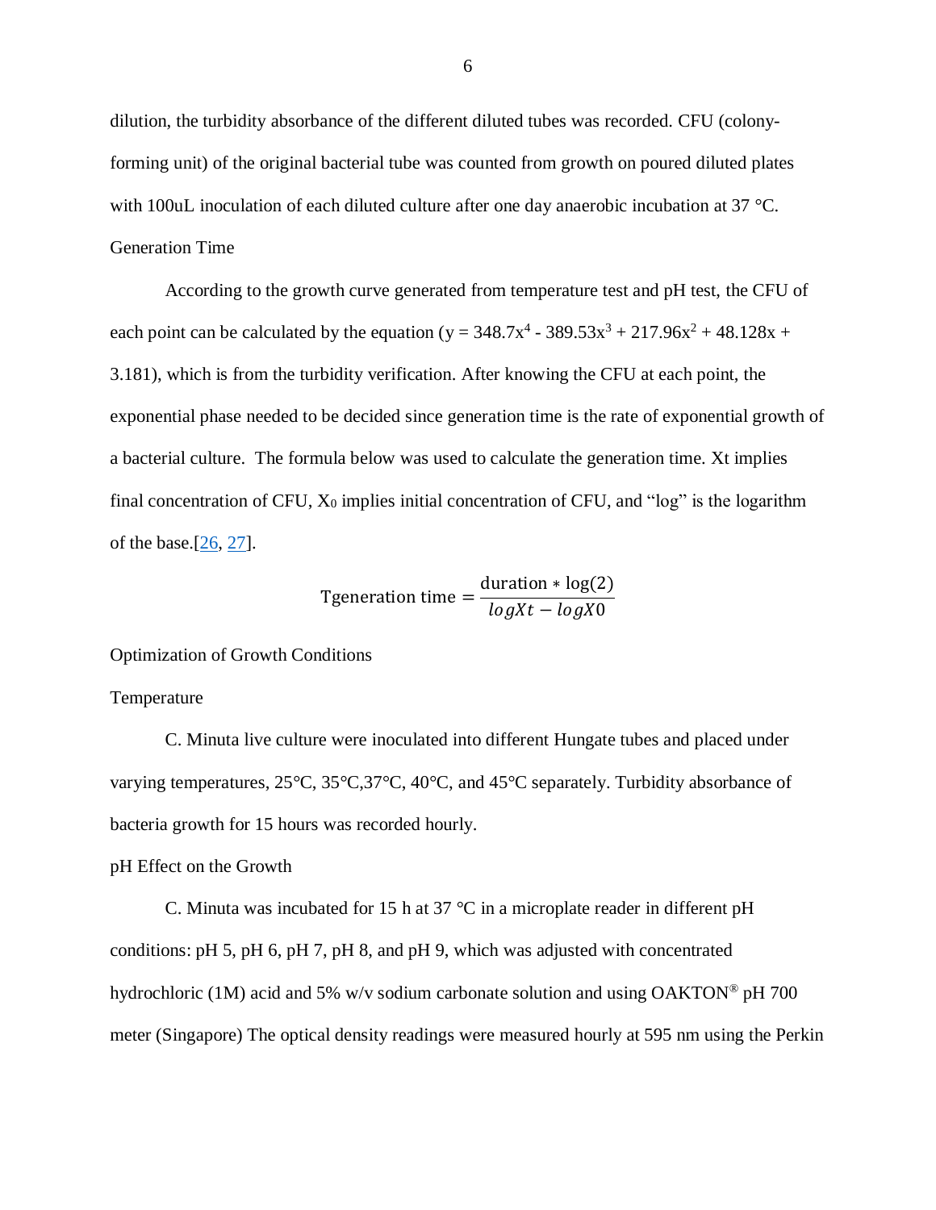dilution, the turbidity absorbance of the different diluted tubes was recorded. CFU (colony-forming unit) of the original bacterial tube was counted from growth on poured diluted plates with 100uL inoculation of each diluted culture after one day anaerobic incubation at 37 °C.

## Generation Time

According to the growth curve generated from temperature test and pH test, the CFU of each point can be calculated by the equation ($y = 348.7x^4 - 389.53x^3 + 217.96x^2 + 48.128x + 3.181$), which is from the turbidity verification. After knowing the CFU at each point, the exponential phase needed to be decided since generation time is the rate of exponential growth of a bacterial culture. The formula below was used to calculate the generation time. Xt implies final concentration of CFU, $X_0$ implies initial concentration of CFU, and "log" is the logarithm of the base.[26, 27].

$$\text{Tgeneration time} = \frac{\text{duration} * \log(2)}{logXt - logX0}$$

## Optimization of Growth Conditions

### Temperature

C. Minuta live culture were inoculated into different Hungate tubes and placed under varying temperatures, 25°C, 35°C,37°C, 40°C, and 45°C separately. Turbidity absorbance of bacteria growth for 15 hours was recorded hourly.

### pH Effect on the Growth

C. Minuta was incubated for 15 h at 37 °C in a microplate reader in different pH conditions: pH 5, pH 6, pH 7, pH 8, and pH 9, which was adjusted with concentrated hydrochloric (1M) acid and 5% w/v sodium carbonate solution and using OAKTON® pH 700 meter (Singapore) The optical density readings were measured hourly at 595 nm using the Perkin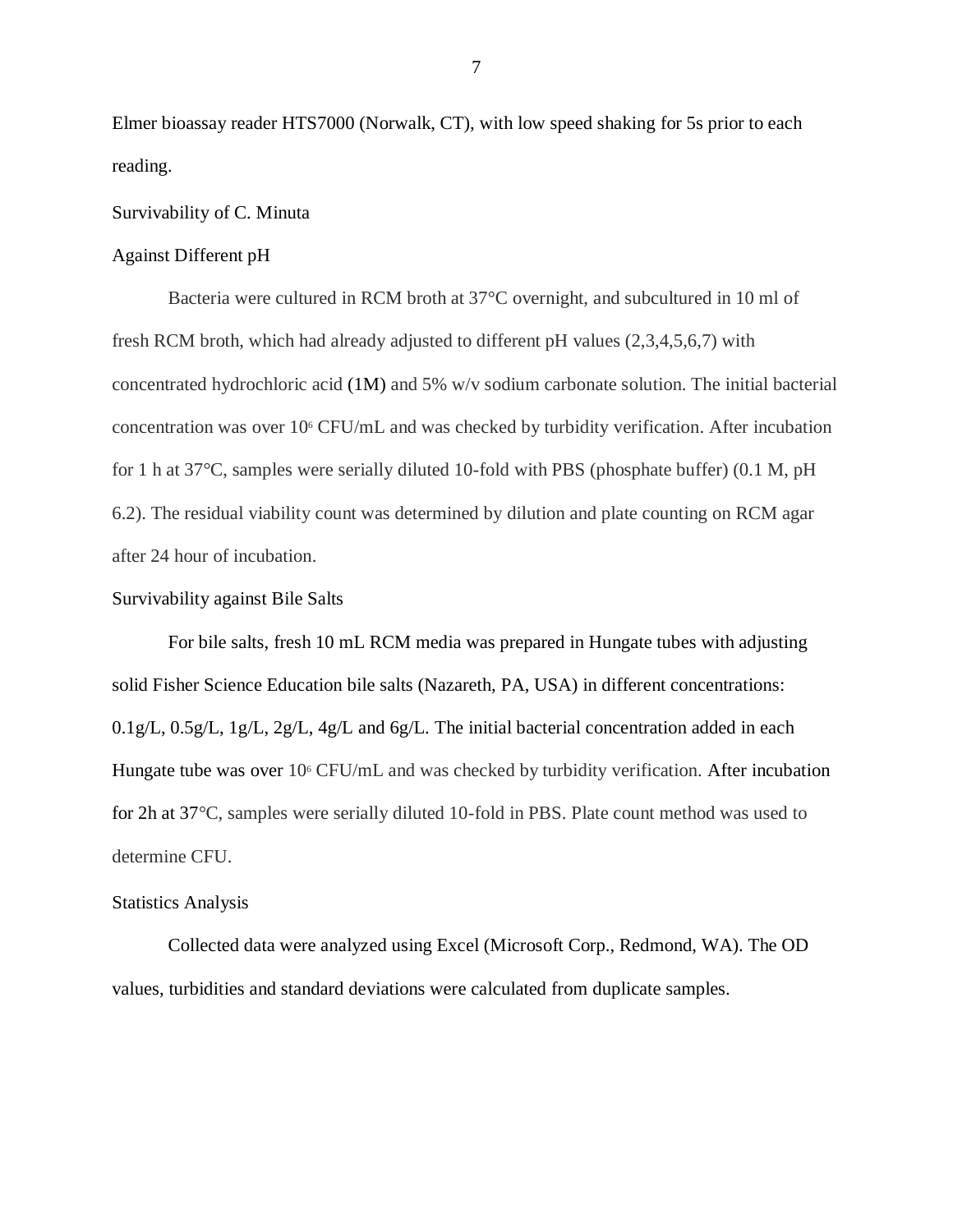Elmer bioassay reader HTS7000 (Norwalk, CT), with low speed shaking for 5s prior to each reading.

## Survivability of C. Minuta

### Against Different pH

Bacteria were cultured in RCM broth at 37°C overnight, and subcultured in 10 ml of fresh RCM broth, which had already adjusted to different pH values (2,3,4,5,6,7) with concentrated hydrochloric acid (1M) and 5% w/v sodium carbonate solution. The initial bacterial concentration was over $10^6$ CFU/mL and was checked by turbidity verification. After incubation for 1 h at 37°C, samples were serially diluted 10-fold with PBS (phosphate buffer) (0.1 M, pH 6.2). The residual viability count was determined by dilution and plate counting on RCM agar after 24 hour of incubation.

### Survivability against Bile Salts

For bile salts, fresh 10 mL RCM media was prepared in Hungate tubes with adjusting solid Fisher Science Education bile salts (Nazareth, PA, USA) in different concentrations: 0.1g/L, 0.5g/L, 1g/L, 2g/L, 4g/L and 6g/L. The initial bacterial concentration added in each Hungate tube was over $10^6$ CFU/mL and was checked by turbidity verification. After incubation for 2h at 37°C, samples were serially diluted 10-fold in PBS. Plate count method was used to determine CFU.

## Statistics Analysis

Collected data were analyzed using Excel (Microsoft Corp., Redmond, WA). The OD values, turbidities and standard deviations were calculated from duplicate samples.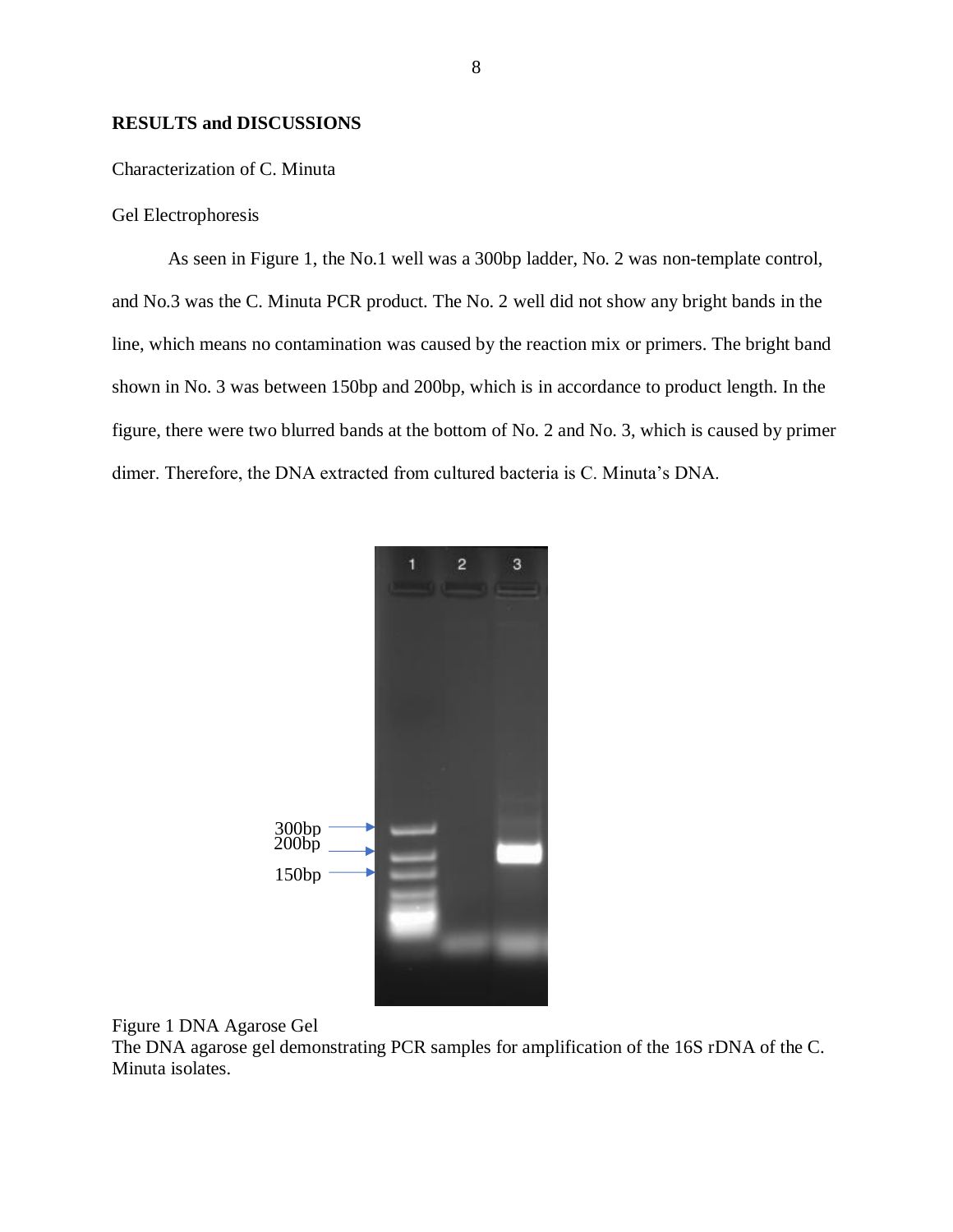## RESULTS and DISCUSSIONS

### Characterization of C. Minuta

#### Gel Electrophoresis

As seen in Figure 1, the No.1 well was a 300bp ladder, No. 2 was non-template control, and No.3 was the C. Minuta PCR product. The No. 2 well did not show any bright bands in the line, which means no contamination was caused by the reaction mix or primers. The bright band shown in No. 3 was between 150bp and 200bp, which is in accordance to product length. In the figure, there were two blurred bands at the bottom of No. 2 and No. 3, which is caused by primer dimer. Therefore, the DNA extracted from cultured bacteria is C. Minuta's DNA.

Figure 1 DNA Agarose Gel
The DNA agarose gel demonstrating PCR samples for amplification of the 16S rDNA of the C. Minuta isolates.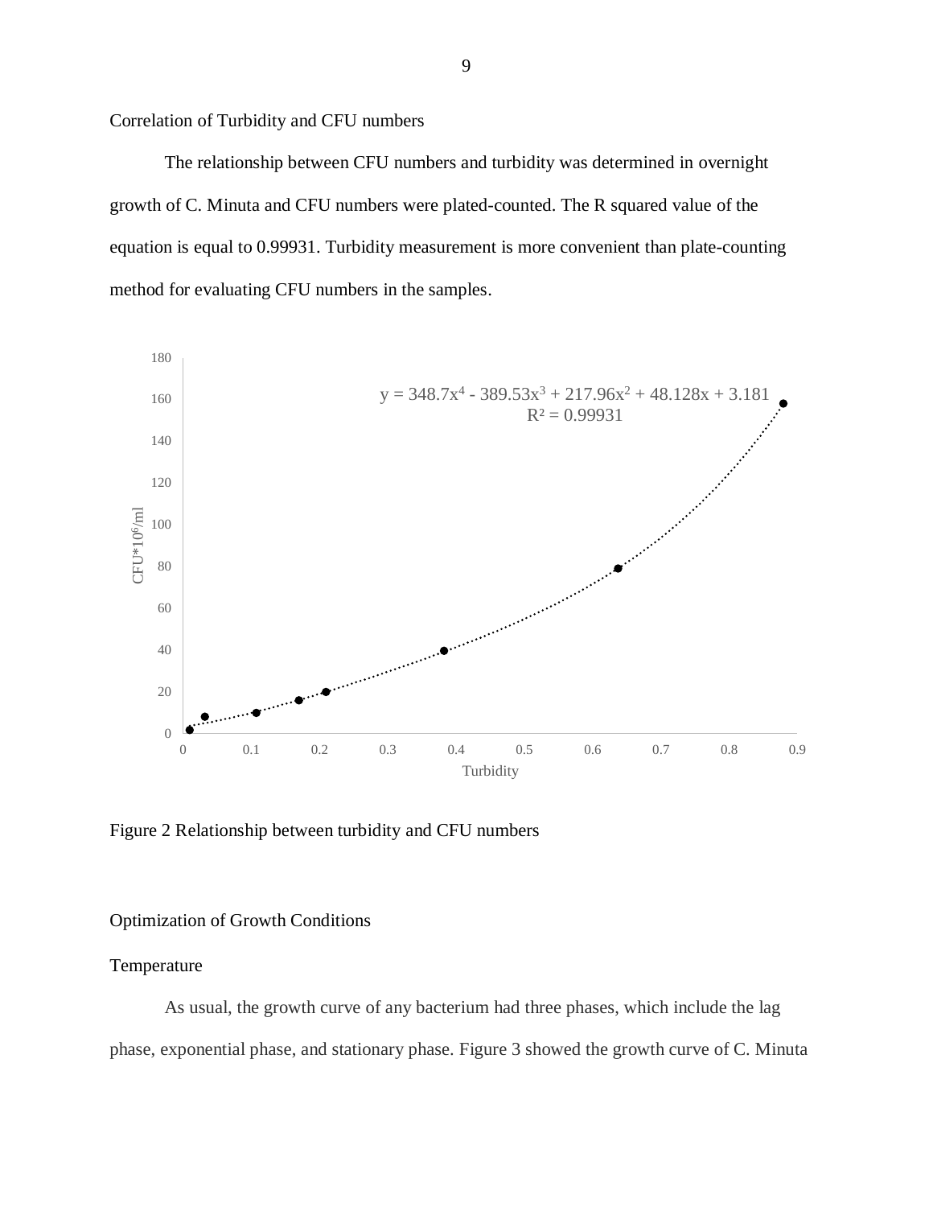## Correlation of Turbidity and CFU numbers

The relationship between CFU numbers and turbidity was determined in overnight growth of C. Minuta and CFU numbers were plated-counted. The R squared value of the equation is equal to 0.99931. Turbidity measurement is more convenient than plate-counting method for evaluating CFU numbers in the samples.

$$y = 348.7x^4 - 389.53x^3 + 217.96x^2 + 48.128x + 3.181$$
$$R^2 = 0.99931$$

Figure 2 Relationship between turbidity and CFU numbers

## Optimization of Growth Conditions

### Temperature

As usual, the growth curve of any bacterium had three phases, which include the lag phase, exponential phase, and stationary phase. Figure 3 showed the growth curve of C. Minuta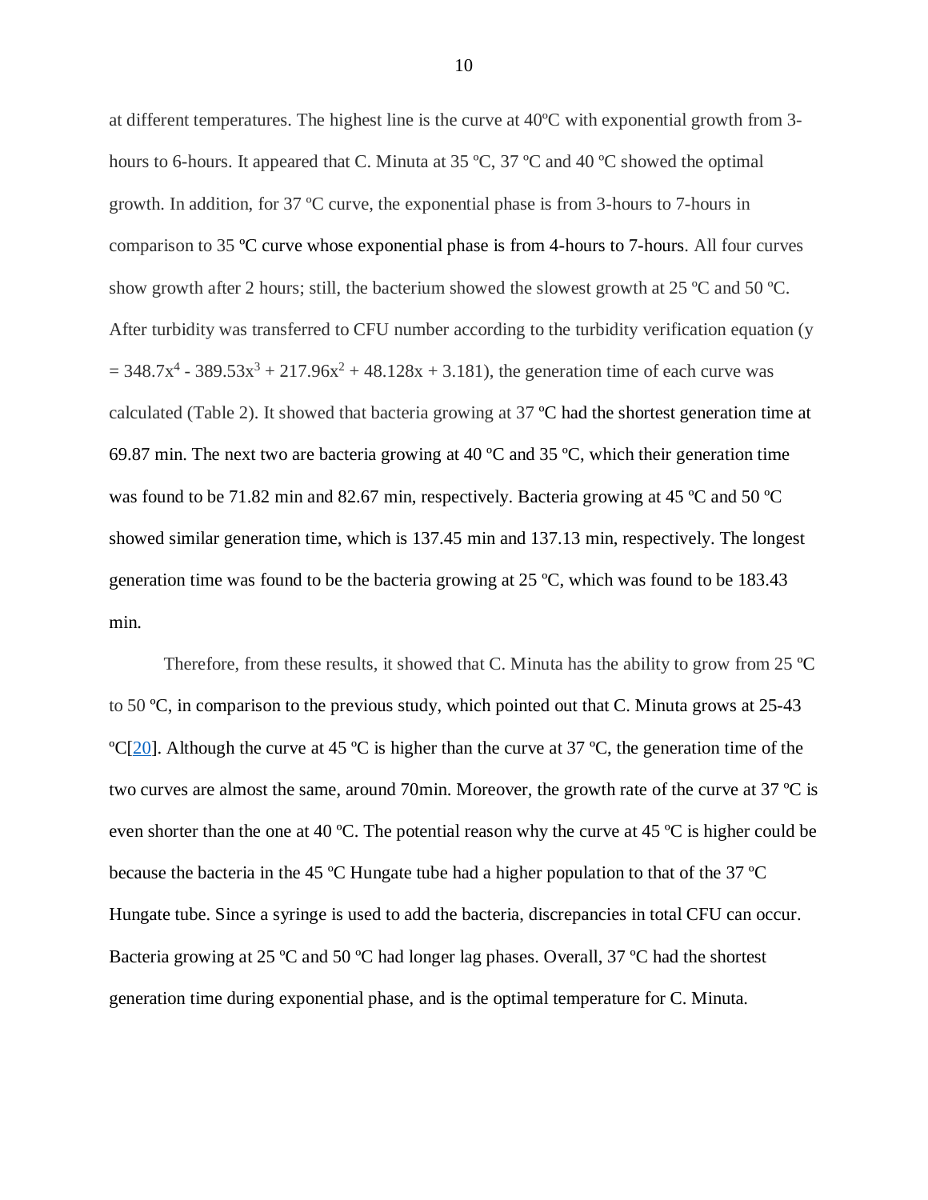at different temperatures. The highest line is the curve at 40ºC with exponential growth from 3-hours to 6-hours. It appeared that C. Minuta at 35 ºC, 37 ºC and 40 ºC showed the optimal growth. In addition, for 37 ºC curve, the exponential phase is from 3-hours to 7-hours in comparison to 35 ºC curve whose exponential phase is from 4-hours to 7-hours. All four curves show growth after 2 hours; still, the bacterium showed the slowest growth at 25 ºC and 50 ºC. After turbidity was transferred to CFU number according to the turbidity verification equation ($y = 348.7x^4 - 389.53x^3 + 217.96x^2 + 48.128x + 3.181$), the generation time of each curve was calculated (Table 2). It showed that bacteria growing at 37 ºC had the shortest generation time at 69.87 min. The next two are bacteria growing at 40 ºC and 35 ºC, which their generation time was found to be 71.82 min and 82.67 min, respectively. Bacteria growing at 45 ºC and 50 ºC showed similar generation time, which is 137.45 min and 137.13 min, respectively. The longest generation time was found to be the bacteria growing at 25 ºC, which was found to be 183.43 min.

Therefore, from these results, it showed that C. Minuta has the ability to grow from 25 ºC to 50 ºC, in comparison to the previous study, which pointed out that C. Minuta grows at 25-43 ºC[20]. Although the curve at 45 ºC is higher than the curve at 37 ºC, the generation time of the two curves are almost the same, around 70min. Moreover, the growth rate of the curve at 37 ºC is even shorter than the one at 40 ºC. The potential reason why the curve at 45 ºC is higher could be because the bacteria in the 45 ºC Hungate tube had a higher population to that of the 37 ºC Hungate tube. Since a syringe is used to add the bacteria, discrepancies in total CFU can occur. Bacteria growing at 25 ºC and 50 ºC had longer lag phases. Overall, 37 ºC had the shortest generation time during exponential phase, and is the optimal temperature for C. Minuta.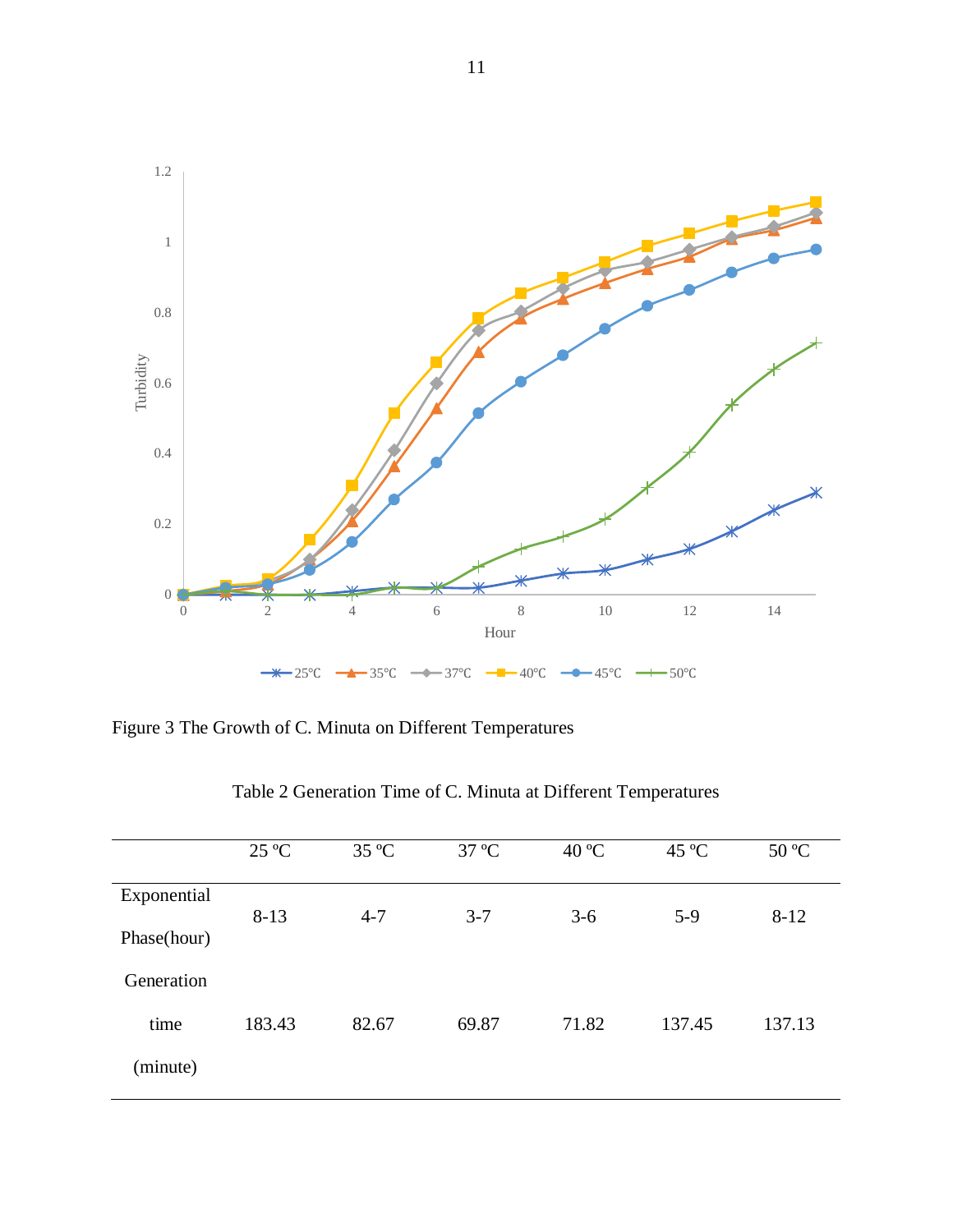Figure 3 The Growth of C. Minuta on Different Temperatures

Table 2 Generation Time of C. Minuta at Different Temperatures

| | 25 ºC | 35 ºC | 37 ºC | 40 ºC | 45 ºC | 50 ºC |
|---|---|---|---|---|---|---|
| Exponential Phase(hour) | 8-13 | 4-7 | 3-7 | 3-6 | 5-9 | 8-12 |
| Generation time (minute) | 183.43 | 82.67 | 69.87 | 71.82 | 137.45 | 137.13 |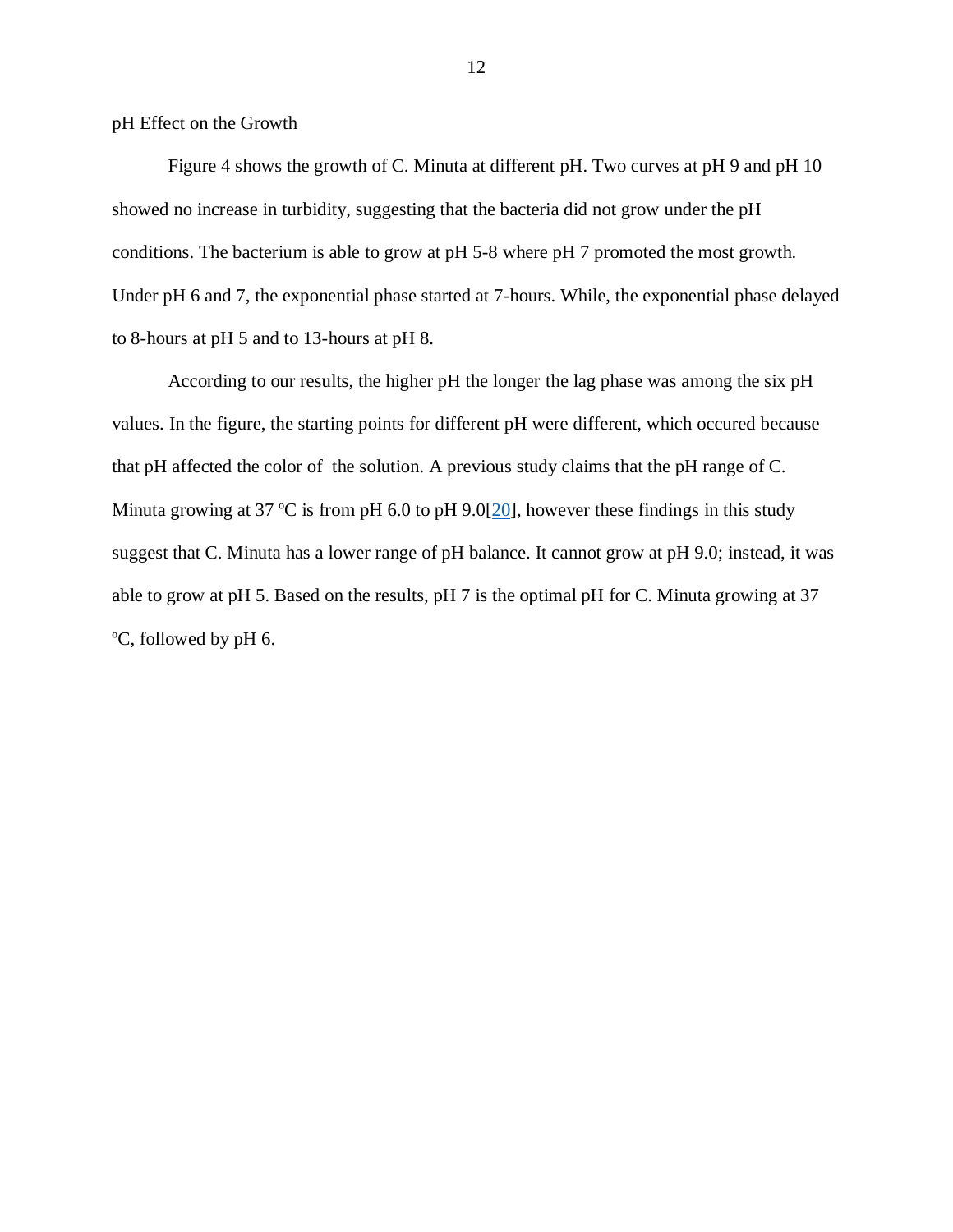### pH Effect on the Growth

Figure 4 shows the growth of C. Minuta at different pH. Two curves at pH 9 and pH 10 showed no increase in turbidity, suggesting that the bacteria did not grow under the pH conditions. The bacterium is able to grow at pH 5-8 where pH 7 promoted the most growth. Under pH 6 and 7, the exponential phase started at 7-hours. While, the exponential phase delayed to 8-hours at pH 5 and to 13-hours at pH 8.

According to our results, the higher pH the longer the lag phase was among the six pH values. In the figure, the starting points for different pH were different, which occured because that pH affected the color of  the solution. A previous study claims that the pH range of C. Minuta growing at 37 ºC is from pH 6.0 to pH 9.0[20], however these findings in this study suggest that C. Minuta has a lower range of pH balance. It cannot grow at pH 9.0; instead, it was able to grow at pH 5. Based on the results, pH 7 is the optimal pH for C. Minuta growing at 37 ºC, followed by pH 6.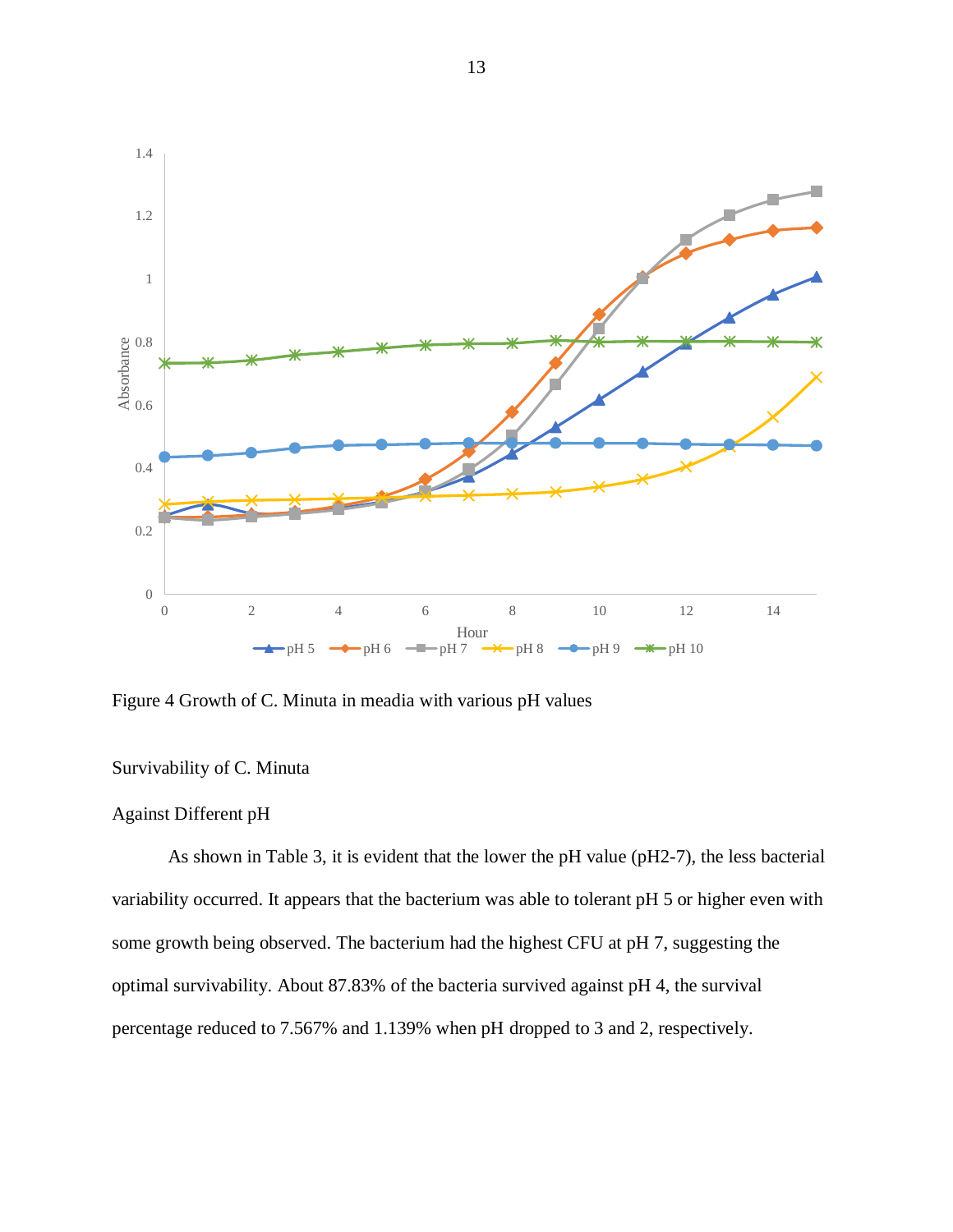Figure 4 Growth of C. Minuta in meadia with various pH values

Survivability of C. Minuta

Against Different pH

As shown in Table 3, it is evident that the lower the pH value (pH2-7), the less bacterial variability occurred. It appears that the bacterium was able to tolerant pH 5 or higher even with some growth being observed. The bacterium had the highest CFU at pH 7, suggesting the optimal survivability. About 87.83% of the bacteria survived against pH 4, the survival percentage reduced to 7.567% and 1.139% when pH dropped to 3 and 2, respectively.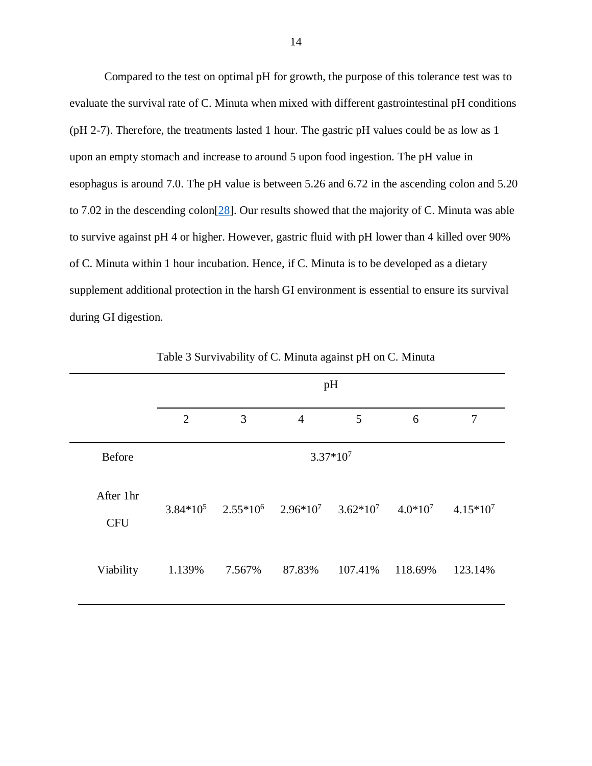Compared to the test on optimal pH for growth, the purpose of this tolerance test was to evaluate the survival rate of C. Minuta when mixed with different gastrointestinal pH conditions (pH 2-7). Therefore, the treatments lasted 1 hour. The gastric pH values could be as low as 1 upon an empty stomach and increase to around 5 upon food ingestion. The pH value in esophagus is around 7.0. The pH value is between 5.26 and 6.72 in the ascending colon and 5.20 to 7.02 in the descending colon[28]. Our results showed that the majority of C. Minuta was able to survive against pH 4 or higher. However, gastric fluid with pH lower than 4 killed over 90% of C. Minuta within 1 hour incubation. Hence, if C. Minuta is to be developed as a dietary supplement additional protection in the harsh GI environment is essential to ensure its survival during GI digestion.

Table 3 Survivability of C. Minuta against pH on C. Minuta

| | pH | | | | | |
|---|---|---|---|---|---|---|
| | 2 | 3 | 4 | 5 | 6 | 7 |
| Before | $3.37*10^7$ | | | | | |
| After 1hr CFU | $3.84*10^5$ | $2.55*10^6$ | $2.96*10^7$ | $3.62*10^7$ | $4.0*10^7$ | $4.15*10^7$ |
| Viability | 1.139% | 7.567% | 87.83% | 107.41% | 118.69% | 123.14% |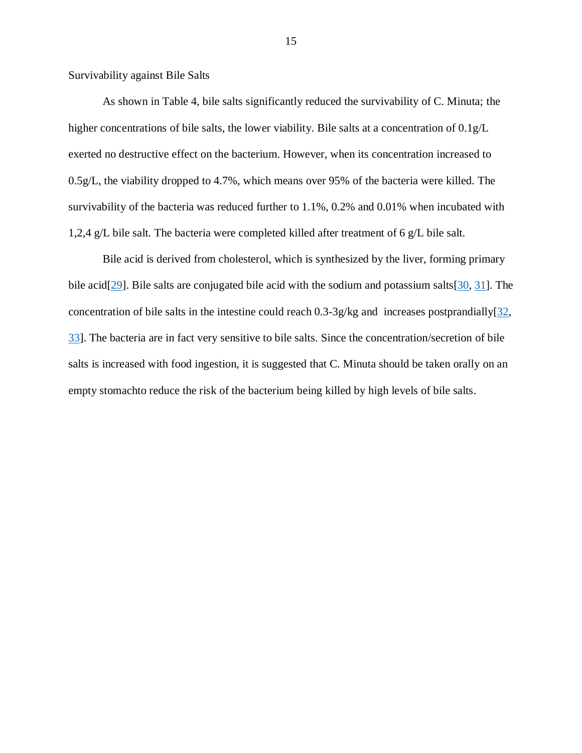Survivability against Bile Salts

As shown in Table 4, bile salts significantly reduced the survivability of C. Minuta; the higher concentrations of bile salts, the lower viability. Bile salts at a concentration of 0.1g/L exerted no destructive effect on the bacterium. However, when its concentration increased to 0.5g/L, the viability dropped to 4.7%, which means over 95% of the bacteria were killed. The survivability of the bacteria was reduced further to 1.1%, 0.2% and 0.01% when incubated with 1,2,4 g/L bile salt. The bacteria were completed killed after treatment of 6 g/L bile salt.

Bile acid is derived from cholesterol, which is synthesized by the liver, forming primary bile acid[29]. Bile salts are conjugated bile acid with the sodium and potassium salts[30, 31]. The concentration of bile salts in the intestine could reach 0.3-3g/kg and increases postprandially[32, 33]. The bacteria are in fact very sensitive to bile salts. Since the concentration/secretion of bile salts is increased with food ingestion, it is suggested that C. Minuta should be taken orally on an empty stomachto reduce the risk of the bacterium being killed by high levels of bile salts.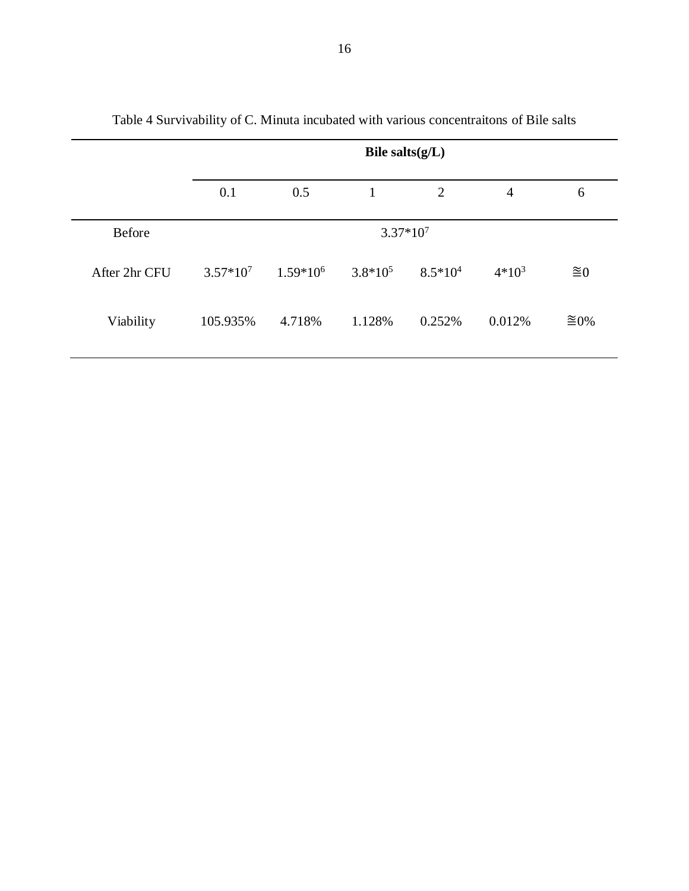Table 4 Survivability of C. Minuta incubated with various concentraitons of Bile salts

| | **Bile salts(g/L)** | | | | | |
|---|---|---|---|---|---|---|
| | 0.1 | 0.5 | 1 | 2 | 4 | 6 |
| Before | $3.37*10^7$ | | | | | |
| After 2hr CFU | $3.57*10^7$ | $1.59*10^6$ | $3.8*10^5$ | $8.5*10^4$ | $4*10^3$ | ≅0 |
| Viability | 105.935% | 4.718% | 1.128% | 0.252% | 0.012% | ≅0% |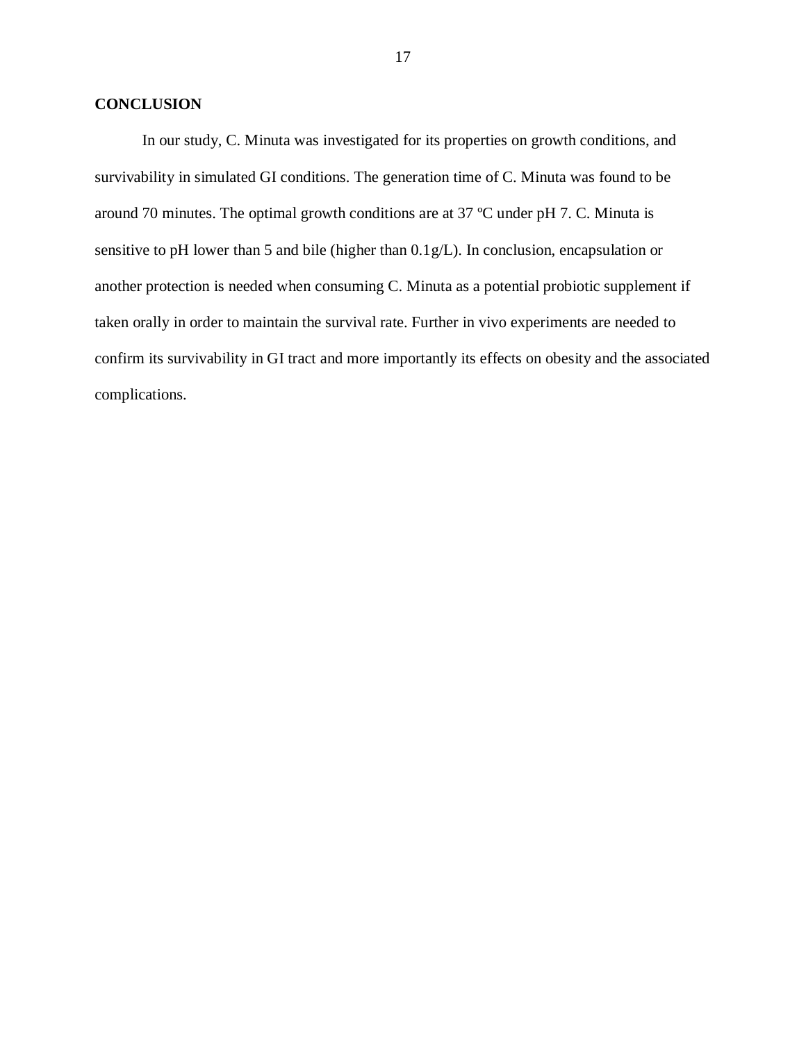## CONCLUSION

In our study, C. Minuta was investigated for its properties on growth conditions, and survivability in simulated GI conditions. The generation time of C. Minuta was found to be around 70 minutes. The optimal growth conditions are at 37 ºC under pH 7. C. Minuta is sensitive to pH lower than 5 and bile (higher than 0.1g/L). In conclusion, encapsulation or another protection is needed when consuming C. Minuta as a potential probiotic supplement if taken orally in order to maintain the survival rate. Further in vivo experiments are needed to confirm its survivability in GI tract and more importantly its effects on obesity and the associated complications.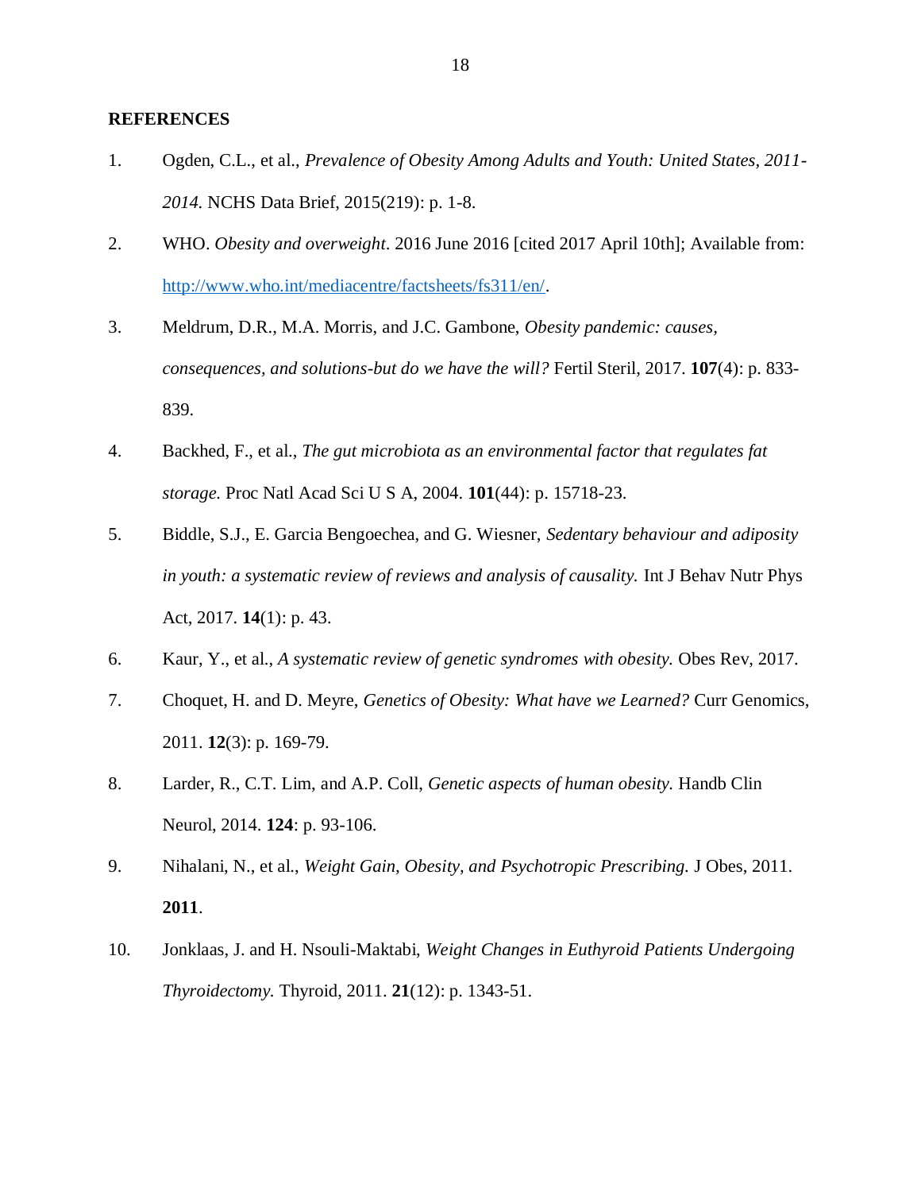# REFERENCES

1. Ogden, C.L., et al., *Prevalence of Obesity Among Adults and Youth: United States, 2011-2014.* NCHS Data Brief, 2015(219): p. 1-8.
2. WHO. *Obesity and overweight*. 2016 June 2016 [cited 2017 April 10th]; Available from: http://www.who.int/mediacentre/factsheets/fs311/en/.
3. Meldrum, D.R., M.A. Morris, and J.C. Gambone, *Obesity pandemic: causes, consequences, and solutions-but do we have the will?* Fertil Steril, 2017. **107**(4): p. 833-839.
4. Backhed, F., et al., *The gut microbiota as an environmental factor that regulates fat storage.* Proc Natl Acad Sci U S A, 2004. **101**(44): p. 15718-23.
5. Biddle, S.J., E. Garcia Bengoechea, and G. Wiesner, *Sedentary behaviour and adiposity in youth: a systematic review of reviews and analysis of causality.* Int J Behav Nutr Phys Act, 2017. **14**(1): p. 43.
6. Kaur, Y., et al., *A systematic review of genetic syndromes with obesity.* Obes Rev, 2017.
7. Choquet, H. and D. Meyre, *Genetics of Obesity: What have we Learned?* Curr Genomics, 2011. **12**(3): p. 169-79.
8. Larder, R., C.T. Lim, and A.P. Coll, *Genetic aspects of human obesity.* Handb Clin Neurol, 2014. **124**: p. 93-106.
9. Nihalani, N., et al., *Weight Gain, Obesity, and Psychotropic Prescribing.* J Obes, 2011. **2011**.
10. Jonklaas, J. and H. Nsouli-Maktabi, *Weight Changes in Euthyroid Patients Undergoing Thyroidectomy.* Thyroid, 2011. **21**(12): p. 1343-51.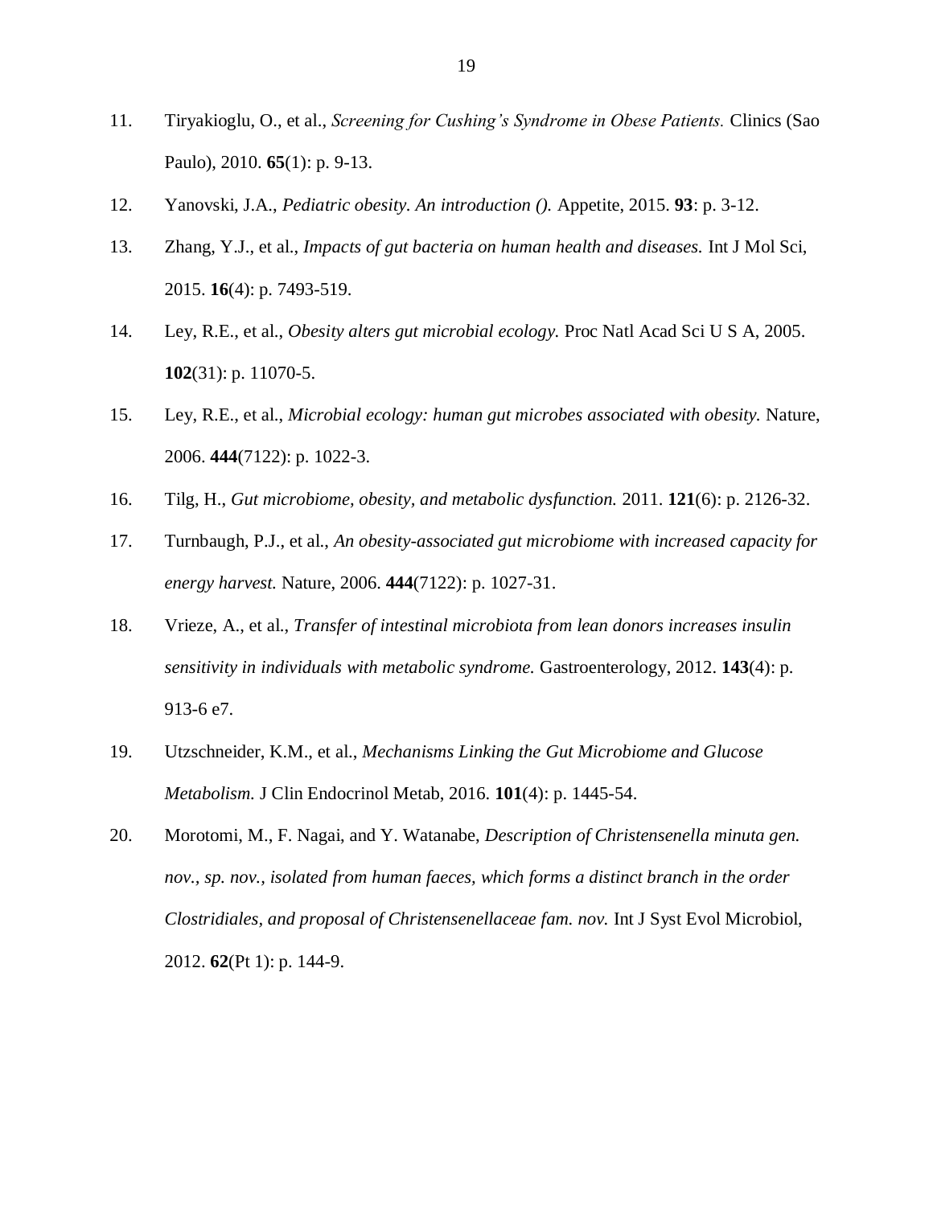11. Tiryakioglu, O., et al., *Screening for Cushing's Syndrome in Obese Patients.* Clinics (Sao Paulo), 2010. **65**(1): p. 9-13.

12. Yanovski, J.A., *Pediatric obesity. An introduction ().* Appetite, 2015. **93**: p. 3-12.

13. Zhang, Y.J., et al., *Impacts of gut bacteria on human health and diseases.* Int J Mol Sci, 2015. **16**(4): p. 7493-519.

14. Ley, R.E., et al., *Obesity alters gut microbial ecology.* Proc Natl Acad Sci U S A, 2005. **102**(31): p. 11070-5.

15. Ley, R.E., et al., *Microbial ecology: human gut microbes associated with obesity.* Nature, 2006. **444**(7122): p. 1022-3.

16. Tilg, H., *Gut microbiome, obesity, and metabolic dysfunction.* 2011. **121**(6): p. 2126-32.

17. Turnbaugh, P.J., et al., *An obesity-associated gut microbiome with increased capacity for energy harvest.* Nature, 2006. **444**(7122): p. 1027-31.

18. Vrieze, A., et al., *Transfer of intestinal microbiota from lean donors increases insulin sensitivity in individuals with metabolic syndrome.* Gastroenterology, 2012. **143**(4): p. 913-6 e7.

19. Utzschneider, K.M., et al., *Mechanisms Linking the Gut Microbiome and Glucose Metabolism.* J Clin Endocrinol Metab, 2016. **101**(4): p. 1445-54.

20. Morotomi, M., F. Nagai, and Y. Watanabe, *Description of Christensenella minuta gen. nov., sp. nov., isolated from human faeces, which forms a distinct branch in the order Clostridiales, and proposal of Christensenellaceae fam. nov.* Int J Syst Evol Microbiol, 2012. **62**(Pt 1): p. 144-9.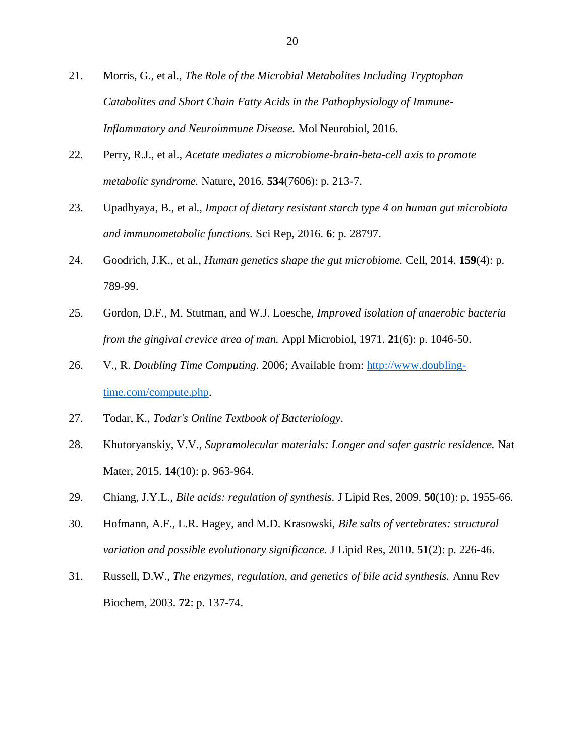21. Morris, G., et al., *The Role of the Microbial Metabolites Including Tryptophan Catabolites and Short Chain Fatty Acids in the Pathophysiology of Immune-Inflammatory and Neuroimmune Disease.* Mol Neurobiol, 2016.

22. Perry, R.J., et al., *Acetate mediates a microbiome-brain-beta-cell axis to promote metabolic syndrome.* Nature, 2016. **534**(7606): p. 213-7.

23. Upadhyaya, B., et al., *Impact of dietary resistant starch type 4 on human gut microbiota and immunometabolic functions.* Sci Rep, 2016. **6**: p. 28797.

24. Goodrich, J.K., et al., *Human genetics shape the gut microbiome.* Cell, 2014. **159**(4): p. 789-99.

25. Gordon, D.F., M. Stutman, and W.J. Loesche, *Improved isolation of anaerobic bacteria from the gingival crevice area of man.* Appl Microbiol, 1971. **21**(6): p. 1046-50.

26. V., R. *Doubling Time Computing*. 2006; Available from: [http://www.doubling-time.com/compute.php](http://www.doubling-time.com/compute.php).

27. Todar, K., *Todar's Online Textbook of Bacteriology*.

28. Khutoryanskiy, V.V., *Supramolecular materials: Longer and safer gastric residence.* Nat Mater, 2015. **14**(10): p. 963-964.

29. Chiang, J.Y.L., *Bile acids: regulation of synthesis.* J Lipid Res, 2009. **50**(10): p. 1955-66.

30. Hofmann, A.F., L.R. Hagey, and M.D. Krasowski, *Bile salts of vertebrates: structural variation and possible evolutionary significance.* J Lipid Res, 2010. **51**(2): p. 226-46.

31. Russell, D.W., *The enzymes, regulation, and genetics of bile acid synthesis.* Annu Rev Biochem, 2003. **72**: p. 137-74.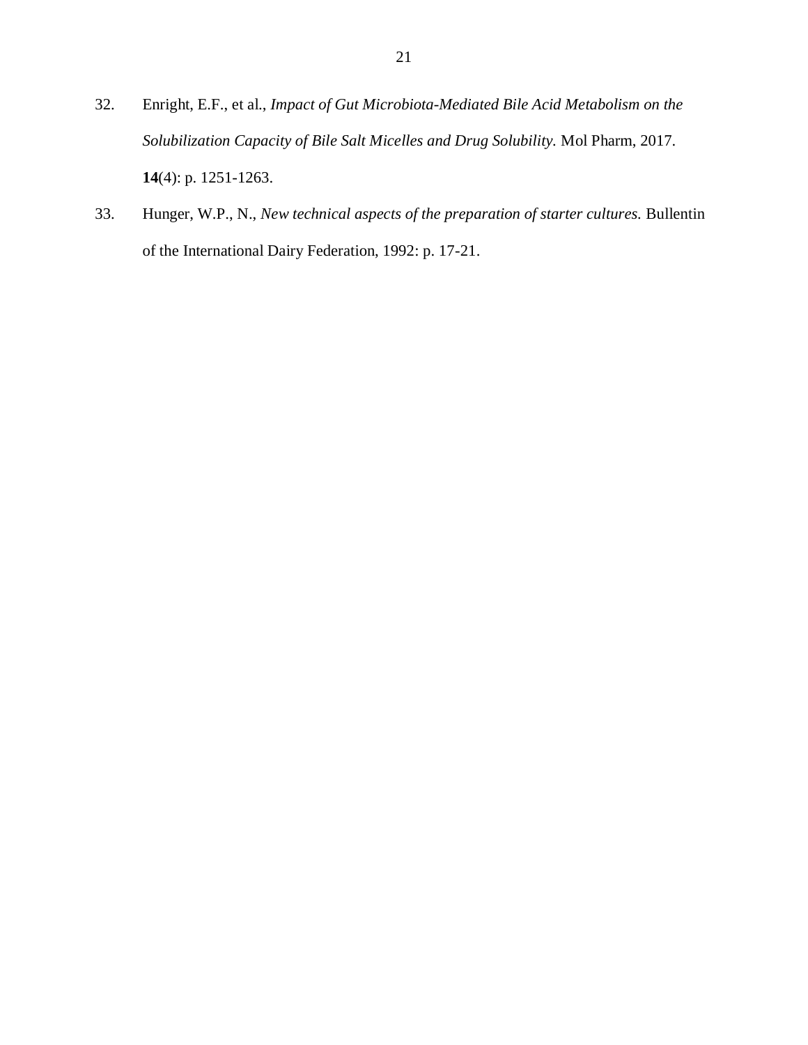32. Enright, E.F., et al., *Impact of Gut Microbiota-Mediated Bile Acid Metabolism on the Solubilization Capacity of Bile Salt Micelles and Drug Solubility.* Mol Pharm, 2017. **14**(4): p. 1251-1263.

33. Hunger, W.P., N., *New technical aspects of the preparation of starter cultures.* Bullentin of the International Dairy Federation, 1992: p. 17-21.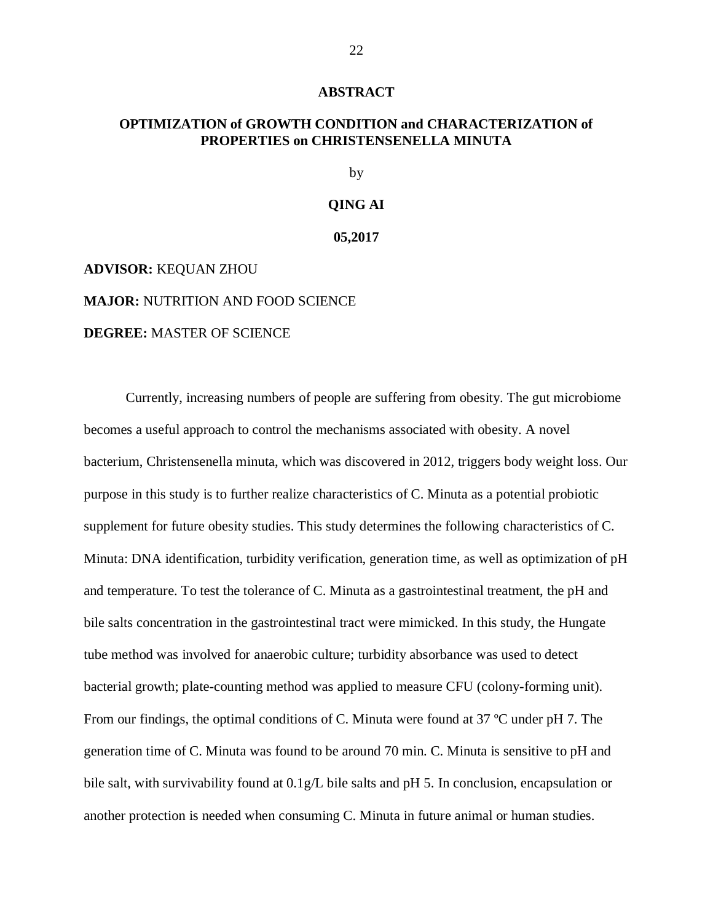# ABSTRACT

## OPTIMIZATION of GROWTH CONDITION and CHARACTERIZATION of PROPERTIES on CHRISTENSENELLA MINUTA

by

**QING AI**

**05,2017**

**ADVISOR:** KEQUAN ZHOU

**MAJOR:** NUTRITION AND FOOD SCIENCE

**DEGREE:** MASTER OF SCIENCE

Currently, increasing numbers of people are suffering from obesity. The gut microbiome becomes a useful approach to control the mechanisms associated with obesity. A novel bacterium, Christensenella minuta, which was discovered in 2012, triggers body weight loss. Our purpose in this study is to further realize characteristics of C. Minuta as a potential probiotic supplement for future obesity studies. This study determines the following characteristics of C. Minuta: DNA identification, turbidity verification, generation time, as well as optimization of pH and temperature. To test the tolerance of C. Minuta as a gastrointestinal treatment, the pH and bile salts concentration in the gastrointestinal tract were mimicked. In this study, the Hungate tube method was involved for anaerobic culture; turbidity absorbance was used to detect bacterial growth; plate-counting method was applied to measure CFU (colony-forming unit). From our findings, the optimal conditions of C. Minuta were found at 37 ºC under pH 7. The generation time of C. Minuta was found to be around 70 min. C. Minuta is sensitive to pH and bile salt, with survivability found at 0.1g/L bile salts and pH 5. In conclusion, encapsulation or another protection is needed when consuming C. Minuta in future animal or human studies.